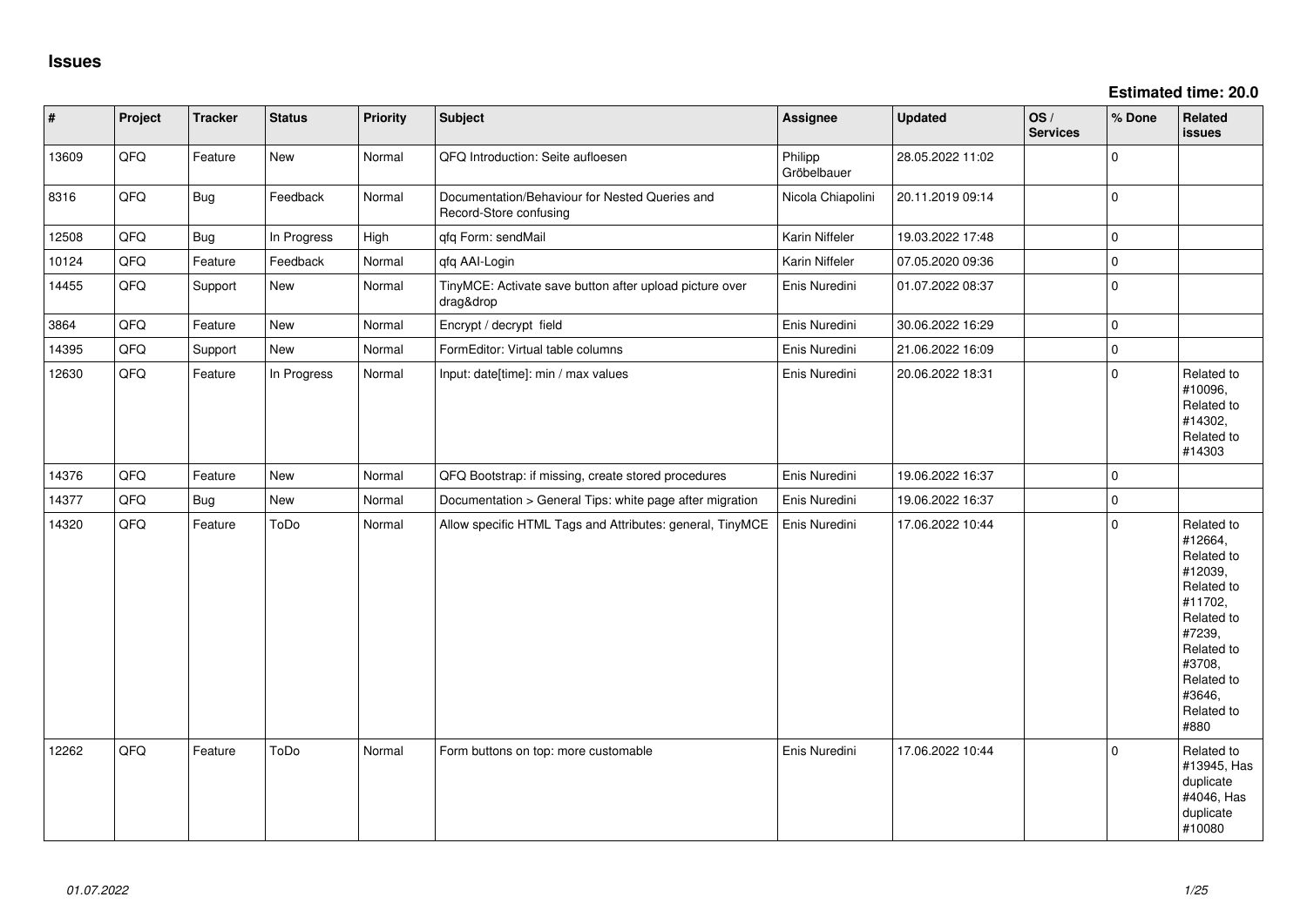# Issues

**Estimated time: 20.0**

| # | Project | Tracker | Status | Priority | Subject | Assignee | Updated | OS / Services | % Done | Related issues |
|---|---|---|---|---|---|---|---|---|---|---|
| 13609 | QFQ | Feature | New | Normal | QFQ Introduction: Seite aufloesen | Philipp Gröbelbauer | 28.05.2022 11:02 | | 0 | |
| 8316 | QFQ | Bug | Feedback | Normal | Documentation/Behaviour for Nested Queries and Record-Store confusing | Nicola Chiapolini | 20.11.2019 09:14 | | 0 | |
| 12508 | QFQ | Bug | In Progress | High | qfq Form: sendMail | Karin Niffeler | 19.03.2022 17:48 | | 0 | |
| 10124 | QFQ | Feature | Feedback | Normal | qfq AAI-Login | Karin Niffeler | 07.05.2020 09:36 | | 0 | |
| 14455 | QFQ | Support | New | Normal | TinyMCE: Activate save button after upload picture over drag&drop | Enis Nuredini | 01.07.2022 08:37 | | 0 | |
| 3864 | QFQ | Feature | New | Normal | Encrypt / decrypt field | Enis Nuredini | 30.06.2022 16:29 | | 0 | |
| 14395 | QFQ | Support | New | Normal | FormEditor: Virtual table columns | Enis Nuredini | 21.06.2022 16:09 | | 0 | |
| 12630 | QFQ | Feature | In Progress | Normal | Input: date[time]: min / max values | Enis Nuredini | 20.06.2022 18:31 | | 0 | Related to #10096, Related to #14302, Related to #14303 |
| 14376 | QFQ | Feature | New | Normal | QFQ Bootstrap: if missing, create stored procedures | Enis Nuredini | 19.06.2022 16:37 | | 0 | |
| 14377 | QFQ | Bug | New | Normal | Documentation > General Tips: white page after migration | Enis Nuredini | 19.06.2022 16:37 | | 0 | |
| 14320 | QFQ | Feature | ToDo | Normal | Allow specific HTML Tags and Attributes: general, TinyMCE | Enis Nuredini | 17.06.2022 10:44 | | 0 | Related to #12664, Related to #12039, Related to #11702, Related to #7239, Related to #3708, Related to #3646, Related to #880 |
| 12262 | QFQ | Feature | ToDo | Normal | Form buttons on top: more customable | Enis Nuredini | 17.06.2022 10:44 | | 0 | Related to #13945, Has duplicate #4046, Has duplicate #10080 |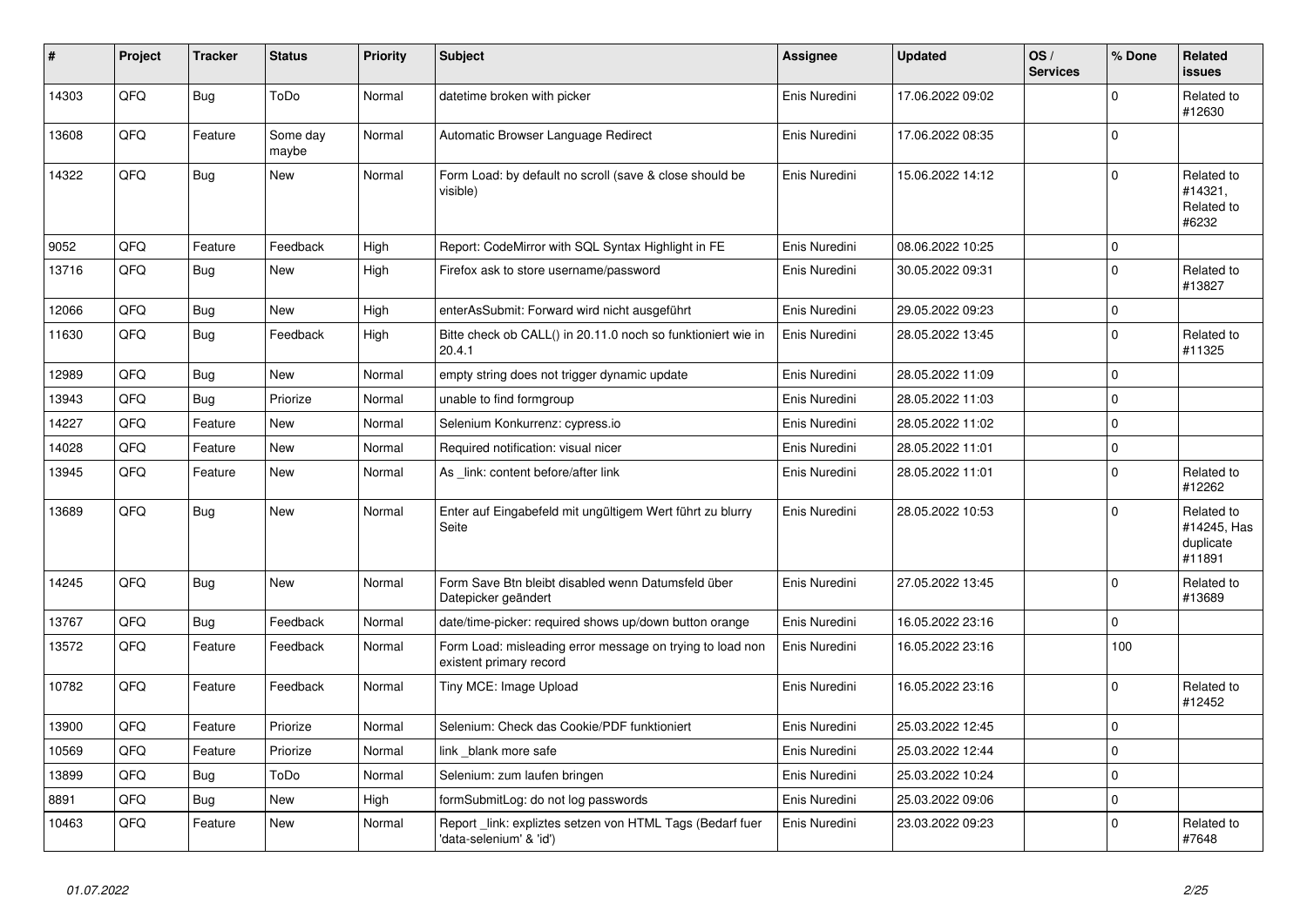| # | Project | Tracker | Status | Priority | Subject | Assignee | Updated | OS / Services | % Done | Related issues |
|---|---|---|---|---|---|---|---|---|---|---|
| 14303 | QFQ | Bug | ToDo | Normal | datetime broken with picker | Enis Nuredini | 17.06.2022 09:02 | | 0 | Related to #12630 |
| 13608 | QFQ | Feature | Some day maybe | Normal | Automatic Browser Language Redirect | Enis Nuredini | 17.06.2022 08:35 | | 0 | |
| 14322 | QFQ | Bug | New | Normal | Form Load: by default no scroll (save & close should be visible) | Enis Nuredini | 15.06.2022 14:12 | | 0 | Related to #14321, Related to #6232 |
| 9052 | QFQ | Feature | Feedback | High | Report: CodeMirror with SQL Syntax Highlight in FE | Enis Nuredini | 08.06.2022 10:25 | | 0 | |
| 13716 | QFQ | Bug | New | High | Firefox ask to store username/password | Enis Nuredini | 30.05.2022 09:31 | | 0 | Related to #13827 |
| 12066 | QFQ | Bug | New | High | enterAsSubmit: Forward wird nicht ausgeführt | Enis Nuredini | 29.05.2022 09:23 | | 0 | |
| 11630 | QFQ | Bug | Feedback | High | Bitte check ob CALL() in 20.11.0 noch so funktioniert wie in 20.4.1 | Enis Nuredini | 28.05.2022 13:45 | | 0 | Related to #11325 |
| 12989 | QFQ | Bug | New | Normal | empty string does not trigger dynamic update | Enis Nuredini | 28.05.2022 11:09 | | 0 | |
| 13943 | QFQ | Bug | Priorize | Normal | unable to find formgroup | Enis Nuredini | 28.05.2022 11:03 | | 0 | |
| 14227 | QFQ | Feature | New | Normal | Selenium Konkurrenz: cypress.io | Enis Nuredini | 28.05.2022 11:02 | | 0 | |
| 14028 | QFQ | Feature | New | Normal | Required notification: visual nicer | Enis Nuredini | 28.05.2022 11:01 | | 0 | |
| 13945 | QFQ | Feature | New | Normal | As _link: content before/after link | Enis Nuredini | 28.05.2022 11:01 | | 0 | Related to #12262 |
| 13689 | QFQ | Bug | New | Normal | Enter auf Eingabefeld mit ungültigem Wert führt zu blurry Seite | Enis Nuredini | 28.05.2022 10:53 | | 0 | Related to #14245, Has duplicate #11891 |
| 14245 | QFQ | Bug | New | Normal | Form Save Btn bleibt disabled wenn Datumsfeld über Datepicker geändert | Enis Nuredini | 27.05.2022 13:45 | | 0 | Related to #13689 |
| 13767 | QFQ | Bug | Feedback | Normal | date/time-picker: required shows up/down button orange | Enis Nuredini | 16.05.2022 23:16 | | 0 | |
| 13572 | QFQ | Feature | Feedback | Normal | Form Load: misleading error message on trying to load non existent primary record | Enis Nuredini | 16.05.2022 23:16 | | 100 | |
| 10782 | QFQ | Feature | Feedback | Normal | Tiny MCE: Image Upload | Enis Nuredini | 16.05.2022 23:16 | | 0 | Related to #12452 |
| 13900 | QFQ | Feature | Priorize | Normal | Selenium: Check das Cookie/PDF funktioniert | Enis Nuredini | 25.03.2022 12:45 | | 0 | |
| 10569 | QFQ | Feature | Priorize | Normal | link _blank more safe | Enis Nuredini | 25.03.2022 12:44 | | 0 | |
| 13899 | QFQ | Bug | ToDo | Normal | Selenium: zum laufen bringen | Enis Nuredini | 25.03.2022 10:24 | | 0 | |
| 8891 | QFQ | Bug | New | High | formSubmitLog: do not log passwords | Enis Nuredini | 25.03.2022 09:06 | | 0 | |
| 10463 | QFQ | Feature | New | Normal | Report _link: expliztes setzen von HTML Tags (Bedarf fuer 'data-selenium' & 'id') | Enis Nuredini | 23.03.2022 09:23 | | 0 | Related to #7648 |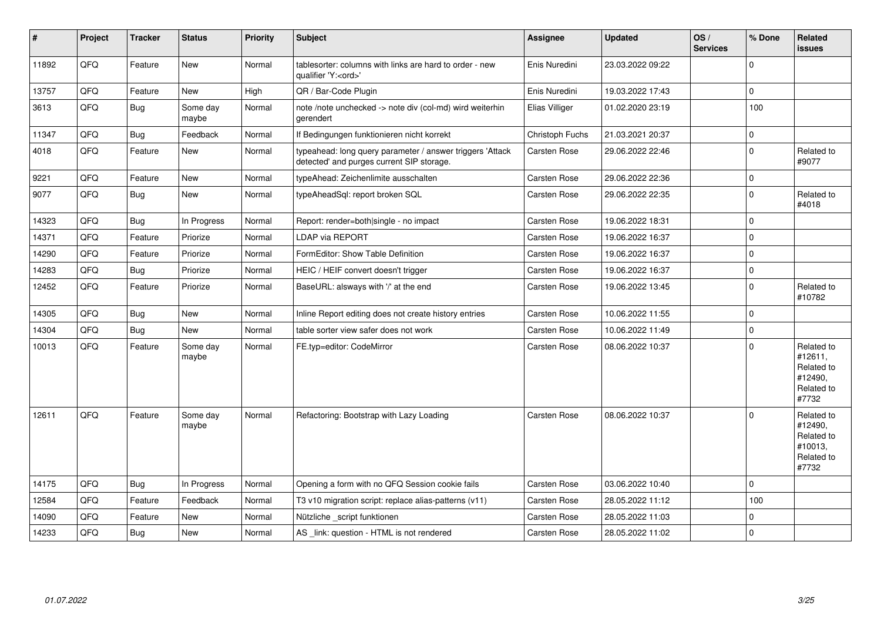| # | Project | Tracker | Status | Priority | Subject | Assignee | Updated | OS / Services | % Done | Related issues |
|---|---|---|---|---|---|---|---|---|---|---|
| 11892 | QFQ | Feature | New | Normal | tablesorter: columns with links are hard to order - new qualifier 'Y:<ord>' | Enis Nuredini | 23.03.2022 09:22 | | 0 | |
| 13757 | QFQ | Feature | New | High | QR / Bar-Code Plugin | Enis Nuredini | 19.03.2022 17:43 | | 0 | |
| 3613 | QFQ | Bug | Some day maybe | Normal | note /note unchecked -> note div (col-md) wird weiterhin gerendert | Elias Villiger | 01.02.2020 23:19 | | 100 | |
| 11347 | QFQ | Bug | Feedback | Normal | If Bedingungen funktionieren nicht korrekt | Christoph Fuchs | 21.03.2021 20:37 | | 0 | |
| 4018 | QFQ | Feature | New | Normal | typeahead: long query parameter / answer triggers 'Attack detected' and purges current SIP storage. | Carsten Rose | 29.06.2022 22:46 | | 0 | Related to #9077 |
| 9221 | QFQ | Feature | New | Normal | typeAhead: Zeichenlimite ausschalten | Carsten Rose | 29.06.2022 22:36 | | 0 | |
| 9077 | QFQ | Bug | New | Normal | typeAheadSql: report broken SQL | Carsten Rose | 29.06.2022 22:35 | | 0 | Related to #4018 |
| 14323 | QFQ | Bug | In Progress | Normal | Report: render=both\|single - no impact | Carsten Rose | 19.06.2022 18:31 | | 0 | |
| 14371 | QFQ | Feature | Priorize | Normal | LDAP via REPORT | Carsten Rose | 19.06.2022 16:37 | | 0 | |
| 14290 | QFQ | Feature | Priorize | Normal | FormEditor: Show Table Definition | Carsten Rose | 19.06.2022 16:37 | | 0 | |
| 14283 | QFQ | Bug | Priorize | Normal | HEIC / HEIF convert doesn't trigger | Carsten Rose | 19.06.2022 16:37 | | 0 | |
| 12452 | QFQ | Feature | Priorize | Normal | BaseURL: alsways with '/' at the end | Carsten Rose | 19.06.2022 13:45 | | 0 | Related to #10782 |
| 14305 | QFQ | Bug | New | Normal | Inline Report editing does not create history entries | Carsten Rose | 10.06.2022 11:55 | | 0 | |
| 14304 | QFQ | Bug | New | Normal | table sorter view safer does not work | Carsten Rose | 10.06.2022 11:49 | | 0 | |
| 10013 | QFQ | Feature | Some day maybe | Normal | FE.typ=editor: CodeMirror | Carsten Rose | 08.06.2022 10:37 | | 0 | Related to #12611, Related to #12490, Related to #7732 |
| 12611 | QFQ | Feature | Some day maybe | Normal | Refactoring: Bootstrap with Lazy Loading | Carsten Rose | 08.06.2022 10:37 | | 0 | Related to #12490, Related to #10013, Related to #7732 |
| 14175 | QFQ | Bug | In Progress | Normal | Opening a form with no QFQ Session cookie fails | Carsten Rose | 03.06.2022 10:40 | | 0 | |
| 12584 | QFQ | Feature | Feedback | Normal | T3 v10 migration script: replace alias-patterns (v11) | Carsten Rose | 28.05.2022 11:12 | | 100 | |
| 14090 | QFQ | Feature | New | Normal | Nützliche _script funktionen | Carsten Rose | 28.05.2022 11:03 | | 0 | |
| 14233 | QFQ | Bug | New | Normal | AS _link: question - HTML is not rendered | Carsten Rose | 28.05.2022 11:02 | | 0 | |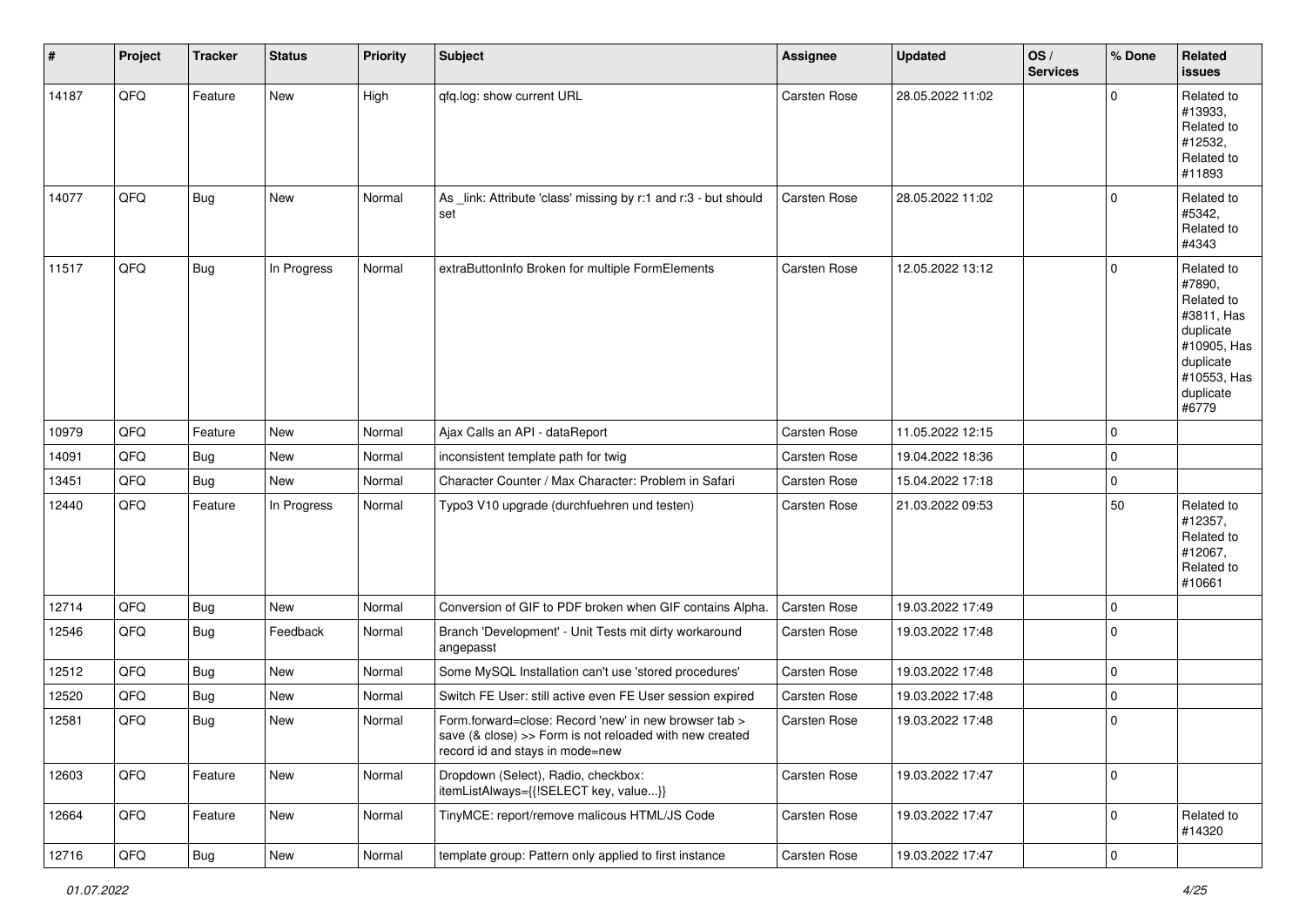| # | Project | Tracker | Status | Priority | Subject | Assignee | Updated | OS / Services | % Done | Related issues |
|---|---|---|---|---|---|---|---|---|---|---|
| 14187 | QFQ | Feature | New | High | qfq.log: show current URL | Carsten Rose | 28.05.2022 11:02 | | 0 | Related to #13933, Related to #12532, Related to #11893 |
| 14077 | QFQ | Bug | New | Normal | As _link: Attribute 'class' missing by r:1 and r:3 - but should set | Carsten Rose | 28.05.2022 11:02 | | 0 | Related to #5342, Related to #4343 |
| 11517 | QFQ | Bug | In Progress | Normal | extraButtonInfo Broken for multiple FormElements | Carsten Rose | 12.05.2022 13:12 | | 0 | Related to #7890, Related to #3811, Has duplicate #10905, Has duplicate #10553, Has duplicate #6779 |
| 10979 | QFQ | Feature | New | Normal | Ajax Calls an API - dataReport | Carsten Rose | 11.05.2022 12:15 | | 0 | |
| 14091 | QFQ | Bug | New | Normal | inconsistent template path for twig | Carsten Rose | 19.04.2022 18:36 | | 0 | |
| 13451 | QFQ | Bug | New | Normal | Character Counter / Max Character: Problem in Safari | Carsten Rose | 15.04.2022 17:18 | | 0 | |
| 12440 | QFQ | Feature | In Progress | Normal | Typo3 V10 upgrade (durchfuehren und testen) | Carsten Rose | 21.03.2022 09:53 | | 50 | Related to #12357, Related to #12067, Related to #10661 |
| 12714 | QFQ | Bug | New | Normal | Conversion of GIF to PDF broken when GIF contains Alpha. | Carsten Rose | 19.03.2022 17:49 | | 0 | |
| 12546 | QFQ | Bug | Feedback | Normal | Branch 'Development' - Unit Tests mit dirty workaround angepasst | Carsten Rose | 19.03.2022 17:48 | | 0 | |
| 12512 | QFQ | Bug | New | Normal | Some MySQL Installation can't use 'stored procedures' | Carsten Rose | 19.03.2022 17:48 | | 0 | |
| 12520 | QFQ | Bug | New | Normal | Switch FE User: still active even FE User session expired | Carsten Rose | 19.03.2022 17:48 | | 0 | |
| 12581 | QFQ | Bug | New | Normal | Form.forward=close: Record 'new' in new browser tab > save (& close) >> Form is not reloaded with new created record id and stays in mode=new | Carsten Rose | 19.03.2022 17:48 | | 0 | |
| 12603 | QFQ | Feature | New | Normal | Dropdown (Select), Radio, checkbox: itemListAlways={{!SELECT key, value...}} | Carsten Rose | 19.03.2022 17:47 | | 0 | |
| 12664 | QFQ | Feature | New | Normal | TinyMCE: report/remove malicous HTML/JS Code | Carsten Rose | 19.03.2022 17:47 | | 0 | Related to #14320 |
| 12716 | QFQ | Bug | New | Normal | template group: Pattern only applied to first instance | Carsten Rose | 19.03.2022 17:47 | | 0 | |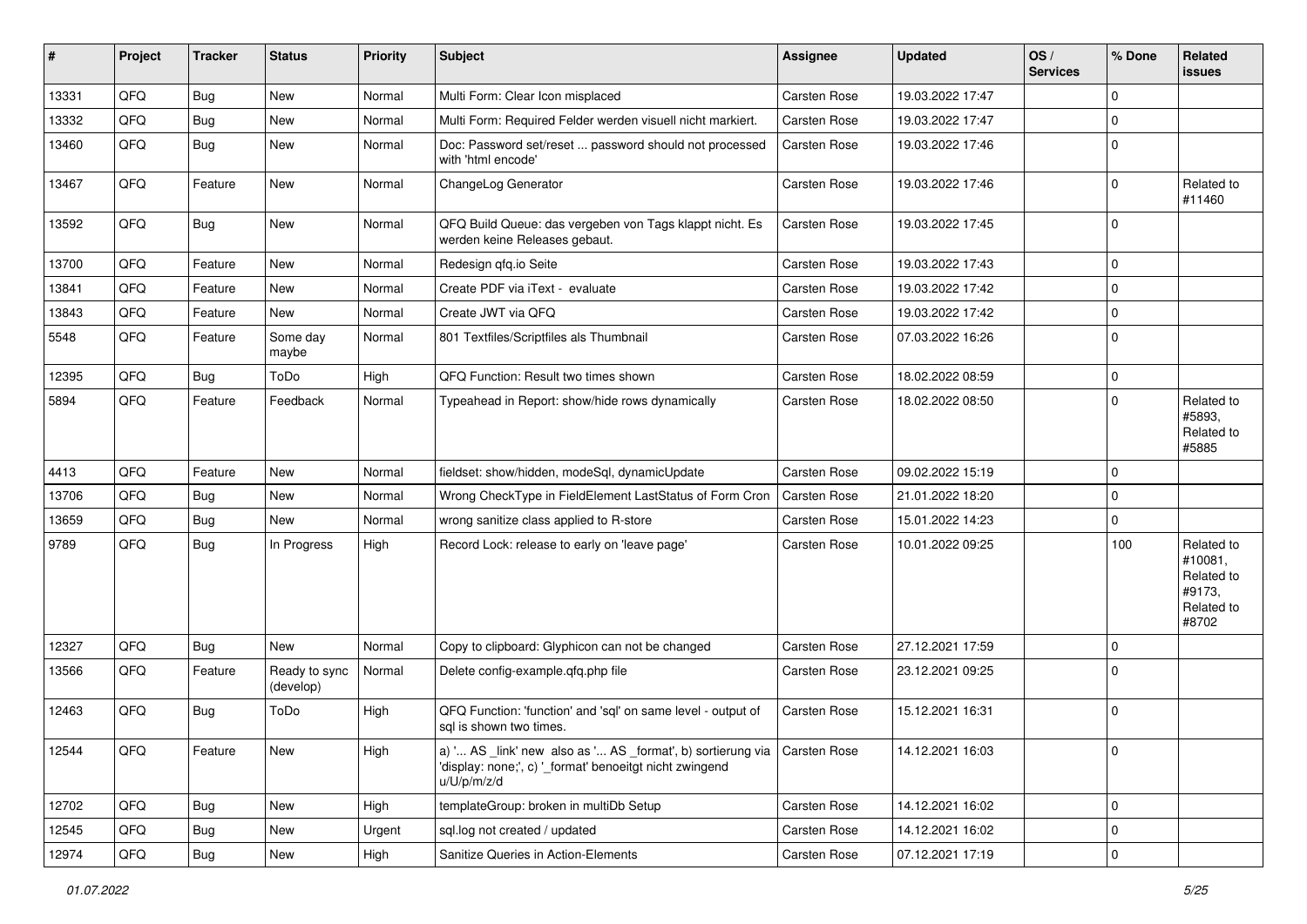| # | Project | Tracker | Status | Priority | Subject | Assignee | Updated | OS / Services | % Done | Related issues |
|---|---|---|---|---|---|---|---|---|---|---|
| 13331 | QFQ | Bug | New | Normal | Multi Form: Clear Icon misplaced | Carsten Rose | 19.03.2022 17:47 | | 0 | |
| 13332 | QFQ | Bug | New | Normal | Multi Form: Required Felder werden visuell nicht markiert. | Carsten Rose | 19.03.2022 17:47 | | 0 | |
| 13460 | QFQ | Bug | New | Normal | Doc: Password set/reset ... password should not processed with 'html encode' | Carsten Rose | 19.03.2022 17:46 | | 0 | |
| 13467 | QFQ | Feature | New | Normal | ChangeLog Generator | Carsten Rose | 19.03.2022 17:46 | | 0 | Related to #11460 |
| 13592 | QFQ | Bug | New | Normal | QFQ Build Queue: das vergeben von Tags klappt nicht. Es werden keine Releases gebaut. | Carsten Rose | 19.03.2022 17:45 | | 0 | |
| 13700 | QFQ | Feature | New | Normal | Redesign qfq.io Seite | Carsten Rose | 19.03.2022 17:43 | | 0 | |
| 13841 | QFQ | Feature | New | Normal | Create PDF via iText - evaluate | Carsten Rose | 19.03.2022 17:42 | | 0 | |
| 13843 | QFQ | Feature | New | Normal | Create JWT via QFQ | Carsten Rose | 19.03.2022 17:42 | | 0 | |
| 5548 | QFQ | Feature | Some day maybe | Normal | 801 Textfiles/Scriptfiles als Thumbnail | Carsten Rose | 07.03.2022 16:26 | | 0 | |
| 12395 | QFQ | Bug | ToDo | High | QFQ Function: Result two times shown | Carsten Rose | 18.02.2022 08:59 | | 0 | |
| 5894 | QFQ | Feature | Feedback | Normal | Typeahead in Report: show/hide rows dynamically | Carsten Rose | 18.02.2022 08:50 | | 0 | Related to #5893, Related to #5885 |
| 4413 | QFQ | Feature | New | Normal | fieldset: show/hidden, modeSql, dynamicUpdate | Carsten Rose | 09.02.2022 15:19 | | 0 | |
| 13706 | QFQ | Bug | New | Normal | Wrong CheckType in FieldElement LastStatus of Form Cron | Carsten Rose | 21.01.2022 18:20 | | 0 | |
| 13659 | QFQ | Bug | New | Normal | wrong sanitize class applied to R-store | Carsten Rose | 15.01.2022 14:23 | | 0 | |
| 9789 | QFQ | Bug | In Progress | High | Record Lock: release to early on 'leave page' | Carsten Rose | 10.01.2022 09:25 | | 100 | Related to #10081, Related to #9173, Related to #8702 |
| 12327 | QFQ | Bug | New | Normal | Copy to clipboard: Glyphicon can not be changed | Carsten Rose | 27.12.2021 17:59 | | 0 | |
| 13566 | QFQ | Feature | Ready to sync (develop) | Normal | Delete config-example.qfq.php file | Carsten Rose | 23.12.2021 09:25 | | 0 | |
| 12463 | QFQ | Bug | ToDo | High | QFQ Function: 'function' and 'sql' on same level - output of sql is shown two times. | Carsten Rose | 15.12.2021 16:31 | | 0 | |
| 12544 | QFQ | Feature | New | High | a) '... AS _link' new also as '... AS _format', b) sortierung via 'display: none;', c) '_format' benoeitgt nicht zwingend u/U/p/m/z/d | Carsten Rose | 14.12.2021 16:03 | | 0 | |
| 12702 | QFQ | Bug | New | High | templateGroup: broken in multiDb Setup | Carsten Rose | 14.12.2021 16:02 | | 0 | |
| 12545 | QFQ | Bug | New | Urgent | sql.log not created / updated | Carsten Rose | 14.12.2021 16:02 | | 0 | |
| 12974 | QFQ | Bug | New | High | Sanitize Queries in Action-Elements | Carsten Rose | 07.12.2021 17:19 | | 0 | |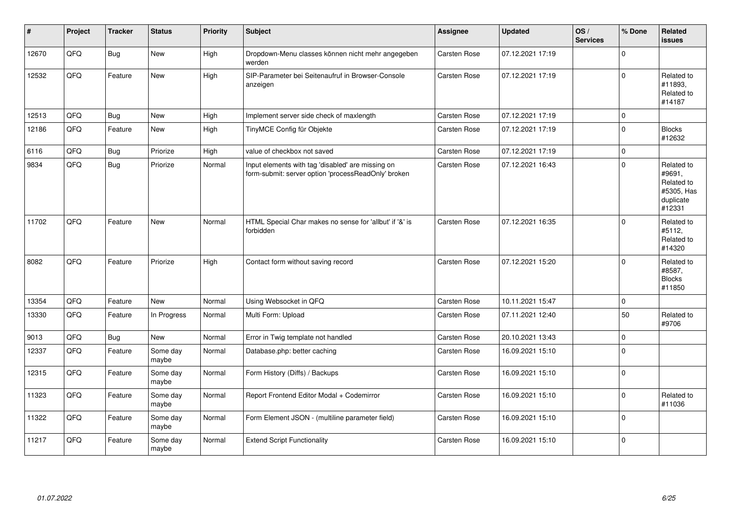| # | Project | Tracker | Status | Priority | Subject | Assignee | Updated | OS / Services | % Done | Related issues |
|---|---|---|---|---|---|---|---|---|---|---|
| 12670 | QFQ | Bug | New | High | Dropdown-Menu classes können nicht mehr angegeben werden | Carsten Rose | 07.12.2021 17:19 | | 0 | |
| 12532 | QFQ | Feature | New | High | SIP-Parameter bei Seitenaufruf in Browser-Console anzeigen | Carsten Rose | 07.12.2021 17:19 | | 0 | Related to #11893, Related to #14187 |
| 12513 | QFQ | Bug | New | High | Implement server side check of maxlength | Carsten Rose | 07.12.2021 17:19 | | 0 | |
| 12186 | QFQ | Feature | New | High | TinyMCE Config für Objekte | Carsten Rose | 07.12.2021 17:19 | | 0 | Blocks #12632 |
| 6116 | QFQ | Bug | Priorize | High | value of checkbox not saved | Carsten Rose | 07.12.2021 17:19 | | 0 | |
| 9834 | QFQ | Bug | Priorize | Normal | Input elements with tag 'disabled' are missing on form-submit: server option 'processReadOnly' broken | Carsten Rose | 07.12.2021 16:43 | | 0 | Related to #9691, Related to #5305, Has duplicate #12331 |
| 11702 | QFQ | Feature | New | Normal | HTML Special Char makes no sense for 'allbut' if '&' is forbidden | Carsten Rose | 07.12.2021 16:35 | | 0 | Related to #5112, Related to #14320 |
| 8082 | QFQ | Feature | Priorize | High | Contact form without saving record | Carsten Rose | 07.12.2021 15:20 | | 0 | Related to #8587, Blocks #11850 |
| 13354 | QFQ | Feature | New | Normal | Using Websocket in QFQ | Carsten Rose | 10.11.2021 15:47 | | 0 | |
| 13330 | QFQ | Feature | In Progress | Normal | Multi Form: Upload | Carsten Rose | 07.11.2021 12:40 | | 50 | Related to #9706 |
| 9013 | QFQ | Bug | New | Normal | Error in Twig template not handled | Carsten Rose | 20.10.2021 13:43 | | 0 | |
| 12337 | QFQ | Feature | Some day maybe | Normal | Database.php: better caching | Carsten Rose | 16.09.2021 15:10 | | 0 | |
| 12315 | QFQ | Feature | Some day maybe | Normal | Form History (Diffs) / Backups | Carsten Rose | 16.09.2021 15:10 | | 0 | |
| 11323 | QFQ | Feature | Some day maybe | Normal | Report Frontend Editor Modal + Codemirror | Carsten Rose | 16.09.2021 15:10 | | 0 | Related to #11036 |
| 11322 | QFQ | Feature | Some day maybe | Normal | Form Element JSON - (multiline parameter field) | Carsten Rose | 16.09.2021 15:10 | | 0 | |
| 11217 | QFQ | Feature | Some day maybe | Normal | Extend Script Functionality | Carsten Rose | 16.09.2021 15:10 | | 0 | |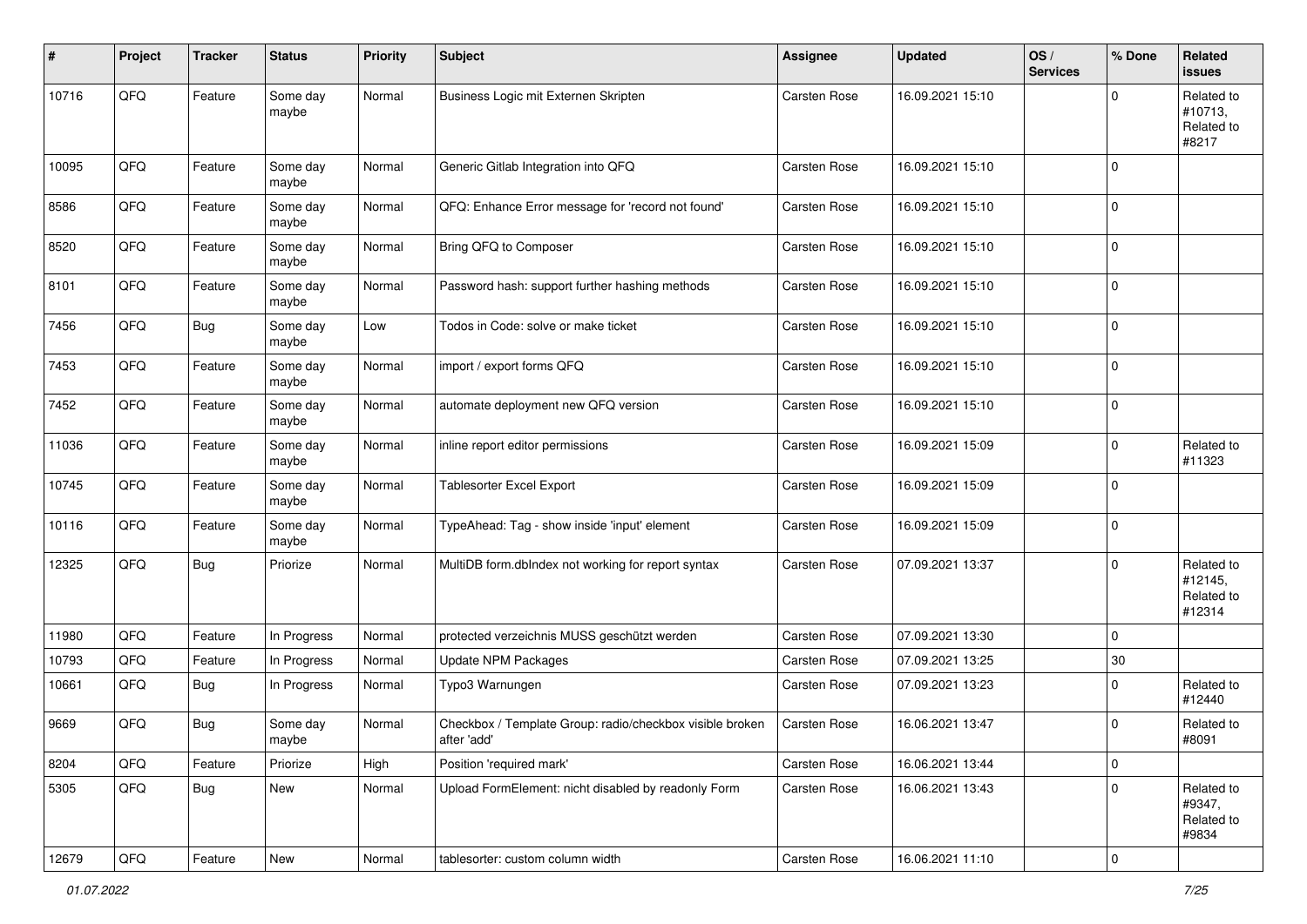| # | Project | Tracker | Status | Priority | Subject | Assignee | Updated | OS / Services | % Done | Related issues |
|---|---|---|---|---|---|---|---|---|---|---|
| 10716 | QFQ | Feature | Some day maybe | Normal | Business Logic mit Externen Skripten | Carsten Rose | 16.09.2021 15:10 | | 0 | Related to #10713, Related to #8217 |
| 10095 | QFQ | Feature | Some day maybe | Normal | Generic Gitlab Integration into QFQ | Carsten Rose | 16.09.2021 15:10 | | 0 | |
| 8586 | QFQ | Feature | Some day maybe | Normal | QFQ: Enhance Error message for 'record not found' | Carsten Rose | 16.09.2021 15:10 | | 0 | |
| 8520 | QFQ | Feature | Some day maybe | Normal | Bring QFQ to Composer | Carsten Rose | 16.09.2021 15:10 | | 0 | |
| 8101 | QFQ | Feature | Some day maybe | Normal | Password hash: support further hashing methods | Carsten Rose | 16.09.2021 15:10 | | 0 | |
| 7456 | QFQ | Bug | Some day maybe | Low | Todos in Code: solve or make ticket | Carsten Rose | 16.09.2021 15:10 | | 0 | |
| 7453 | QFQ | Feature | Some day maybe | Normal | import / export forms QFQ | Carsten Rose | 16.09.2021 15:10 | | 0 | |
| 7452 | QFQ | Feature | Some day maybe | Normal | automate deployment new QFQ version | Carsten Rose | 16.09.2021 15:10 | | 0 | |
| 11036 | QFQ | Feature | Some day maybe | Normal | inline report editor permissions | Carsten Rose | 16.09.2021 15:09 | | 0 | Related to #11323 |
| 10745 | QFQ | Feature | Some day maybe | Normal | Tablesorter Excel Export | Carsten Rose | 16.09.2021 15:09 | | 0 | |
| 10116 | QFQ | Feature | Some day maybe | Normal | TypeAhead: Tag - show inside 'input' element | Carsten Rose | 16.09.2021 15:09 | | 0 | |
| 12325 | QFQ | Bug | Priorize | Normal | MultiDB form.dbIndex not working for report syntax | Carsten Rose | 07.09.2021 13:37 | | 0 | Related to #12145, Related to #12314 |
| 11980 | QFQ | Feature | In Progress | Normal | protected verzeichnis MUSS geschützt werden | Carsten Rose | 07.09.2021 13:30 | | 0 | |
| 10793 | QFQ | Feature | In Progress | Normal | Update NPM Packages | Carsten Rose | 07.09.2021 13:25 | | 30 | |
| 10661 | QFQ | Bug | In Progress | Normal | Typo3 Warnungen | Carsten Rose | 07.09.2021 13:23 | | 0 | Related to #12440 |
| 9669 | QFQ | Bug | Some day maybe | Normal | Checkbox / Template Group: radio/checkbox visible broken after 'add' | Carsten Rose | 16.06.2021 13:47 | | 0 | Related to #8091 |
| 8204 | QFQ | Feature | Priorize | High | Position 'required mark' | Carsten Rose | 16.06.2021 13:44 | | 0 | |
| 5305 | QFQ | Bug | New | Normal | Upload FormElement: nicht disabled by readonly Form | Carsten Rose | 16.06.2021 13:43 | | 0 | Related to #9347, Related to #9834 |
| 12679 | QFQ | Feature | New | Normal | tablesorter: custom column width | Carsten Rose | 16.06.2021 11:10 | | 0 | |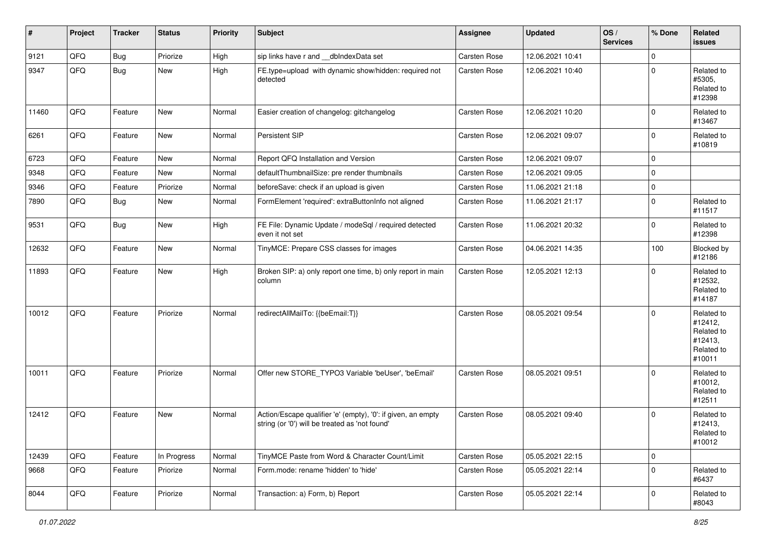| # | Project | Tracker | Status | Priority | Subject | Assignee | Updated | OS / Services | % Done | Related issues |
|---|---|---|---|---|---|---|---|---|---|---|
| 9121 | QFQ | Bug | Priorize | High | sip links have r and __dbIndexData set | Carsten Rose | 12.06.2021 10:41 | | 0 | |
| 9347 | QFQ | Bug | New | High | FE.type=upload with dynamic show/hidden: required not detected | Carsten Rose | 12.06.2021 10:40 | | 0 | Related to #5305, Related to #12398 |
| 11460 | QFQ | Feature | New | Normal | Easier creation of changelog: gitchangelog | Carsten Rose | 12.06.2021 10:20 | | 0 | Related to #13467 |
| 6261 | QFQ | Feature | New | Normal | Persistent SIP | Carsten Rose | 12.06.2021 09:07 | | 0 | Related to #10819 |
| 6723 | QFQ | Feature | New | Normal | Report QFQ Installation and Version | Carsten Rose | 12.06.2021 09:07 | | 0 | |
| 9348 | QFQ | Feature | New | Normal | defaultThumbnailSize: pre render thumbnails | Carsten Rose | 12.06.2021 09:05 | | 0 | |
| 9346 | QFQ | Feature | Priorize | Normal | beforeSave: check if an upload is given | Carsten Rose | 11.06.2021 21:18 | | 0 | |
| 7890 | QFQ | Bug | New | Normal | FormElement 'required': extraButtonInfo not aligned | Carsten Rose | 11.06.2021 21:17 | | 0 | Related to #11517 |
| 9531 | QFQ | Bug | New | High | FE File: Dynamic Update / modeSql / required detected even it not set | Carsten Rose | 11.06.2021 20:32 | | 0 | Related to #12398 |
| 12632 | QFQ | Feature | New | Normal | TinyMCE: Prepare CSS classes for images | Carsten Rose | 04.06.2021 14:35 | | 100 | Blocked by #12186 |
| 11893 | QFQ | Feature | New | High | Broken SIP: a) only report one time, b) only report in main column | Carsten Rose | 12.05.2021 12:13 | | 0 | Related to #12532, Related to #14187 |
| 10012 | QFQ | Feature | Priorize | Normal | redirectAllMailTo: {{beEmail:T}} | Carsten Rose | 08.05.2021 09:54 | | 0 | Related to #12412, Related to #12413, Related to #10011 |
| 10011 | QFQ | Feature | Priorize | Normal | Offer new STORE_TYPO3 Variable 'beUser', 'beEmail' | Carsten Rose | 08.05.2021 09:51 | | 0 | Related to #10012, Related to #12511 |
| 12412 | QFQ | Feature | New | Normal | Action/Escape qualifier 'e' (empty), '0': if given, an empty string (or '0') will be treated as 'not found' | Carsten Rose | 08.05.2021 09:40 | | 0 | Related to #12413, Related to #10012 |
| 12439 | QFQ | Feature | In Progress | Normal | TinyMCE Paste from Word & Character Count/Limit | Carsten Rose | 05.05.2021 22:15 | | 0 | |
| 9668 | QFQ | Feature | Priorize | Normal | Form.mode: rename 'hidden' to 'hide' | Carsten Rose | 05.05.2021 22:14 | | 0 | Related to #6437 |
| 8044 | QFQ | Feature | Priorize | Normal | Transaction: a) Form, b) Report | Carsten Rose | 05.05.2021 22:14 | | 0 | Related to #8043 |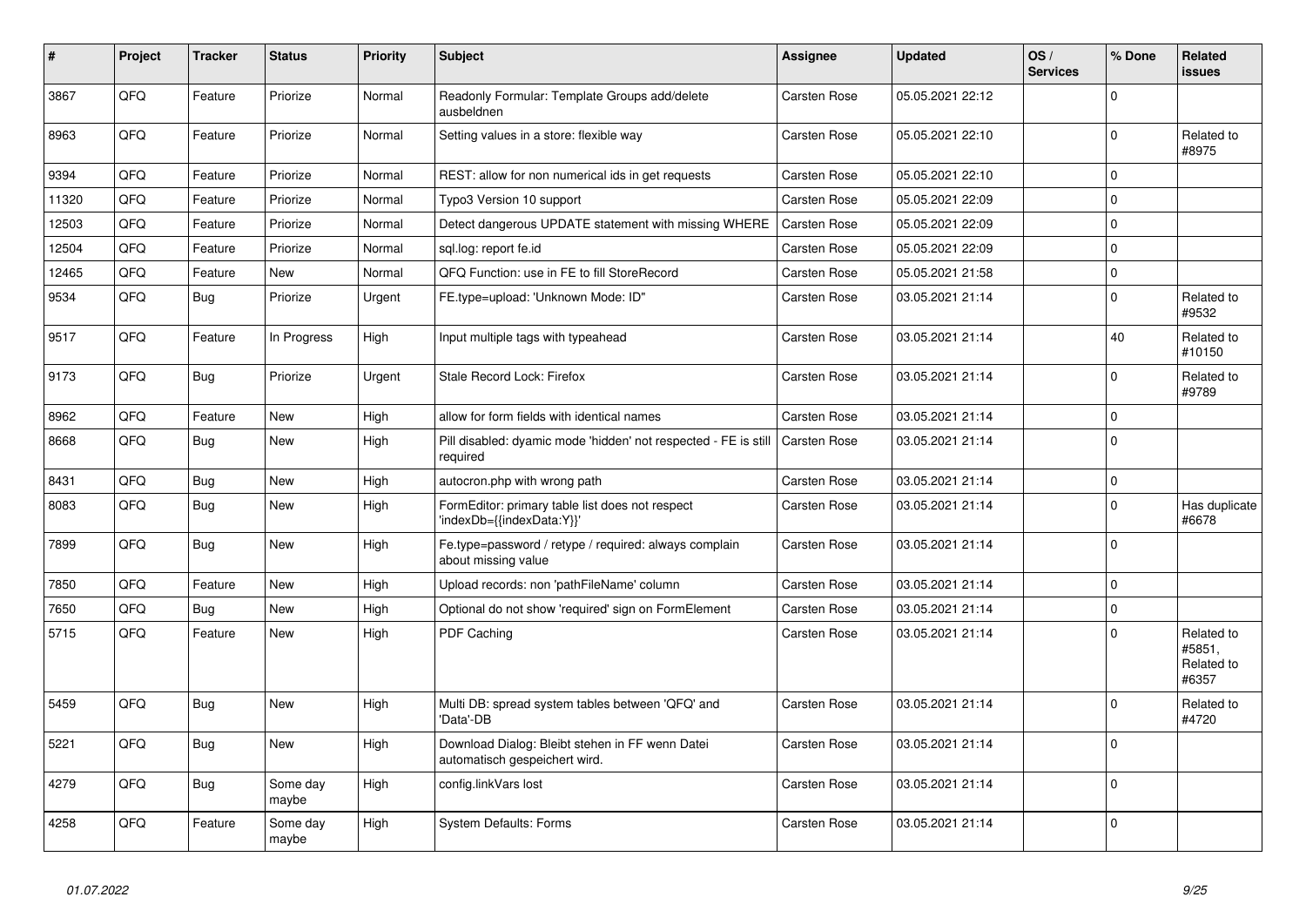| # | Project | Tracker | Status | Priority | Subject | Assignee | Updated | OS / Services | % Done | Related issues |
|---|---|---|---|---|---|---|---|---|---|---|
| 3867 | QFQ | Feature | Priorize | Normal | Readonly Formular: Template Groups add/delete ausbeldnen | Carsten Rose | 05.05.2021 22:12 | | 0 | |
| 8963 | QFQ | Feature | Priorize | Normal | Setting values in a store: flexible way | Carsten Rose | 05.05.2021 22:10 | | 0 | Related to #8975 |
| 9394 | QFQ | Feature | Priorize | Normal | REST: allow for non numerical ids in get requests | Carsten Rose | 05.05.2021 22:10 | | 0 | |
| 11320 | QFQ | Feature | Priorize | Normal | Typo3 Version 10 support | Carsten Rose | 05.05.2021 22:09 | | 0 | |
| 12503 | QFQ | Feature | Priorize | Normal | Detect dangerous UPDATE statement with missing WHERE | Carsten Rose | 05.05.2021 22:09 | | 0 | |
| 12504 | QFQ | Feature | Priorize | Normal | sql.log: report fe.id | Carsten Rose | 05.05.2021 22:09 | | 0 | |
| 12465 | QFQ | Feature | New | Normal | QFQ Function: use in FE to fill StoreRecord | Carsten Rose | 05.05.2021 21:58 | | 0 | |
| 9534 | QFQ | Bug | Priorize | Urgent | FE.type=upload: 'Unknown Mode: ID" | Carsten Rose | 03.05.2021 21:14 | | 0 | Related to #9532 |
| 9517 | QFQ | Feature | In Progress | High | Input multiple tags with typeahead | Carsten Rose | 03.05.2021 21:14 | | 40 | Related to #10150 |
| 9173 | QFQ | Bug | Priorize | Urgent | Stale Record Lock: Firefox | Carsten Rose | 03.05.2021 21:14 | | 0 | Related to #9789 |
| 8962 | QFQ | Feature | New | High | allow for form fields with identical names | Carsten Rose | 03.05.2021 21:14 | | 0 | |
| 8668 | QFQ | Bug | New | High | Pill disabled: dyamic mode 'hidden' not respected - FE is still required | Carsten Rose | 03.05.2021 21:14 | | 0 | |
| 8431 | QFQ | Bug | New | High | autocron.php with wrong path | Carsten Rose | 03.05.2021 21:14 | | 0 | |
| 8083 | QFQ | Bug | New | High | FormEditor: primary table list does not respect 'indexDb={{indexData:Y}}' | Carsten Rose | 03.05.2021 21:14 | | 0 | Has duplicate #6678 |
| 7899 | QFQ | Bug | New | High | Fe.type=password / retype / required: always complain about missing value | Carsten Rose | 03.05.2021 21:14 | | 0 | |
| 7850 | QFQ | Feature | New | High | Upload records: non 'pathFileName' column | Carsten Rose | 03.05.2021 21:14 | | 0 | |
| 7650 | QFQ | Bug | New | High | Optional do not show 'required' sign on FormElement | Carsten Rose | 03.05.2021 21:14 | | 0 | |
| 5715 | QFQ | Feature | New | High | PDF Caching | Carsten Rose | 03.05.2021 21:14 | | 0 | Related to #5851, Related to #6357 |
| 5459 | QFQ | Bug | New | High | Multi DB: spread system tables between 'QFQ' and 'Data'-DB | Carsten Rose | 03.05.2021 21:14 | | 0 | Related to #4720 |
| 5221 | QFQ | Bug | New | High | Download Dialog: Bleibt stehen in FF wenn Datei automatisch gespeichert wird. | Carsten Rose | 03.05.2021 21:14 | | 0 | |
| 4279 | QFQ | Bug | Some day maybe | High | config.linkVars lost | Carsten Rose | 03.05.2021 21:14 | | 0 | |
| 4258 | QFQ | Feature | Some day maybe | High | System Defaults: Forms | Carsten Rose | 03.05.2021 21:14 | | 0 | |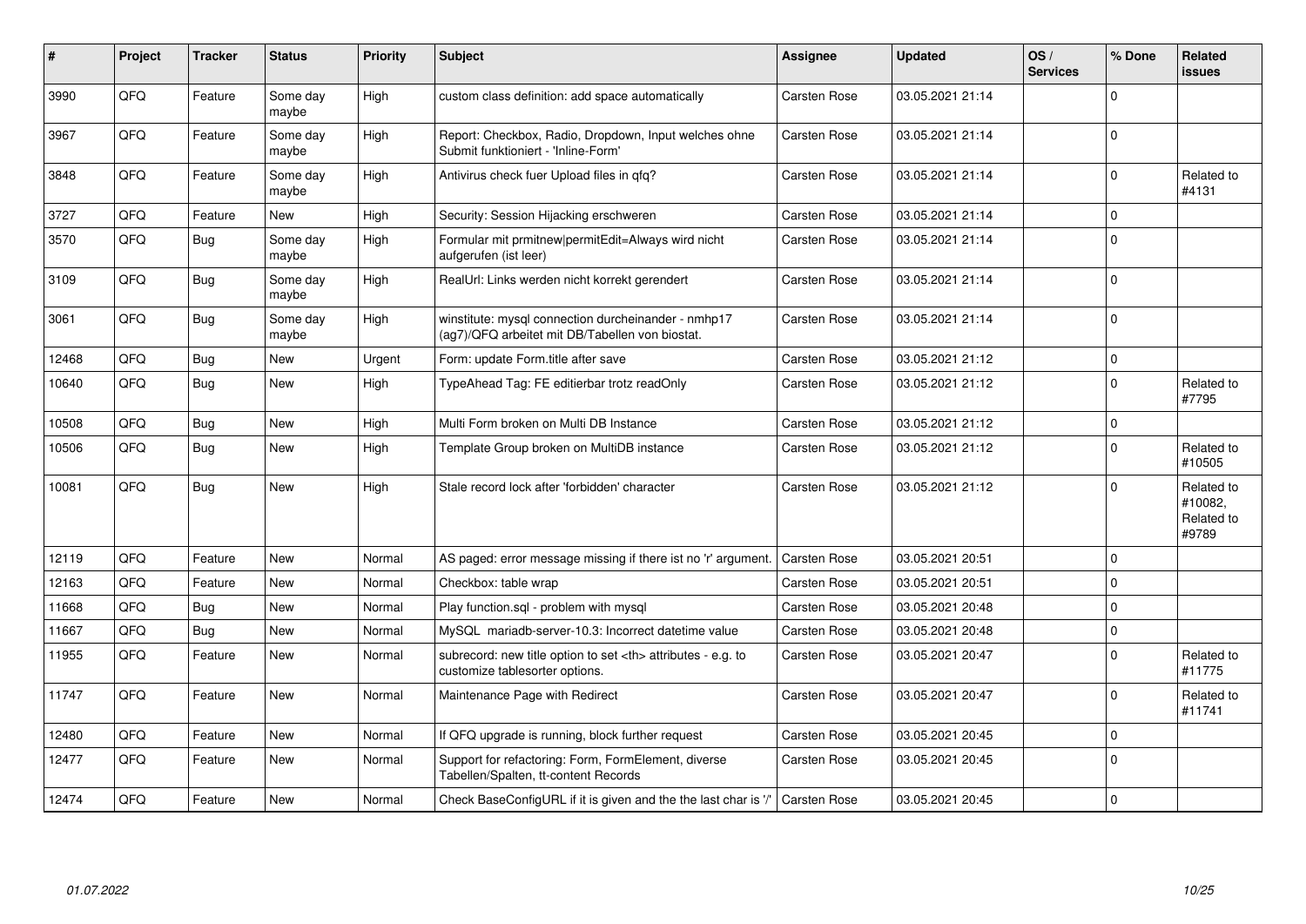| # | Project | Tracker | Status | Priority | Subject | Assignee | Updated | OS / Services | % Done | Related issues |
|---|---|---|---|---|---|---|---|---|---|---|
| 3990 | QFQ | Feature | Some day maybe | High | custom class definition: add space automatically | Carsten Rose | 03.05.2021 21:14 | | 0 | |
| 3967 | QFQ | Feature | Some day maybe | High | Report: Checkbox, Radio, Dropdown, Input welches ohne Submit funktioniert - 'Inline-Form' | Carsten Rose | 03.05.2021 21:14 | | 0 | |
| 3848 | QFQ | Feature | Some day maybe | High | Antivirus check fuer Upload files in qfq? | Carsten Rose | 03.05.2021 21:14 | | 0 | Related to #4131 |
| 3727 | QFQ | Feature | New | High | Security: Session Hijacking erschweren | Carsten Rose | 03.05.2021 21:14 | | 0 | |
| 3570 | QFQ | Bug | Some day maybe | High | Formular mit prmitnew\|permitEdit=Always wird nicht aufgerufen (ist leer) | Carsten Rose | 03.05.2021 21:14 | | 0 | |
| 3109 | QFQ | Bug | Some day maybe | High | RealUrl: Links werden nicht korrekt gerendert | Carsten Rose | 03.05.2021 21:14 | | 0 | |
| 3061 | QFQ | Bug | Some day maybe | High | winstitute: mysql connection durcheinander - nmhp17 (ag7)/QFQ arbeitet mit DB/Tabellen von biostat. | Carsten Rose | 03.05.2021 21:14 | | 0 | |
| 12468 | QFQ | Bug | New | Urgent | Form: update Form.title after save | Carsten Rose | 03.05.2021 21:12 | | 0 | |
| 10640 | QFQ | Bug | New | High | TypeAhead Tag: FE editierbar trotz readOnly | Carsten Rose | 03.05.2021 21:12 | | 0 | Related to #7795 |
| 10508 | QFQ | Bug | New | High | Multi Form broken on Multi DB Instance | Carsten Rose | 03.05.2021 21:12 | | 0 | |
| 10506 | QFQ | Bug | New | High | Template Group broken on MultiDB instance | Carsten Rose | 03.05.2021 21:12 | | 0 | Related to #10505 |
| 10081 | QFQ | Bug | New | High | Stale record lock after 'forbidden' character | Carsten Rose | 03.05.2021 21:12 | | 0 | Related to #10082, Related to #9789 |
| 12119 | QFQ | Feature | New | Normal | AS paged: error message missing if there ist no 'r' argument. | Carsten Rose | 03.05.2021 20:51 | | 0 | |
| 12163 | QFQ | Feature | New | Normal | Checkbox: table wrap | Carsten Rose | 03.05.2021 20:51 | | 0 | |
| 11668 | QFQ | Bug | New | Normal | Play function.sql - problem with mysql | Carsten Rose | 03.05.2021 20:48 | | 0 | |
| 11667 | QFQ | Bug | New | Normal | MySQL mariadb-server-10.3: Incorrect datetime value | Carsten Rose | 03.05.2021 20:48 | | 0 | |
| 11955 | QFQ | Feature | New | Normal | subrecord: new title option to set <th> attributes - e.g. to customize tablesorter options. | Carsten Rose | 03.05.2021 20:47 | | 0 | Related to #11775 |
| 11747 | QFQ | Feature | New | Normal | Maintenance Page with Redirect | Carsten Rose | 03.05.2021 20:47 | | 0 | Related to #11741 |
| 12480 | QFQ | Feature | New | Normal | If QFQ upgrade is running, block further request | Carsten Rose | 03.05.2021 20:45 | | 0 | |
| 12477 | QFQ | Feature | New | Normal | Support for refactoring: Form, FormElement, diverse Tabellen/Spalten, tt-content Records | Carsten Rose | 03.05.2021 20:45 | | 0 | |
| 12474 | QFQ | Feature | New | Normal | Check BaseConfigURL if it is given and the the last char is '/' | Carsten Rose | 03.05.2021 20:45 | | 0 | |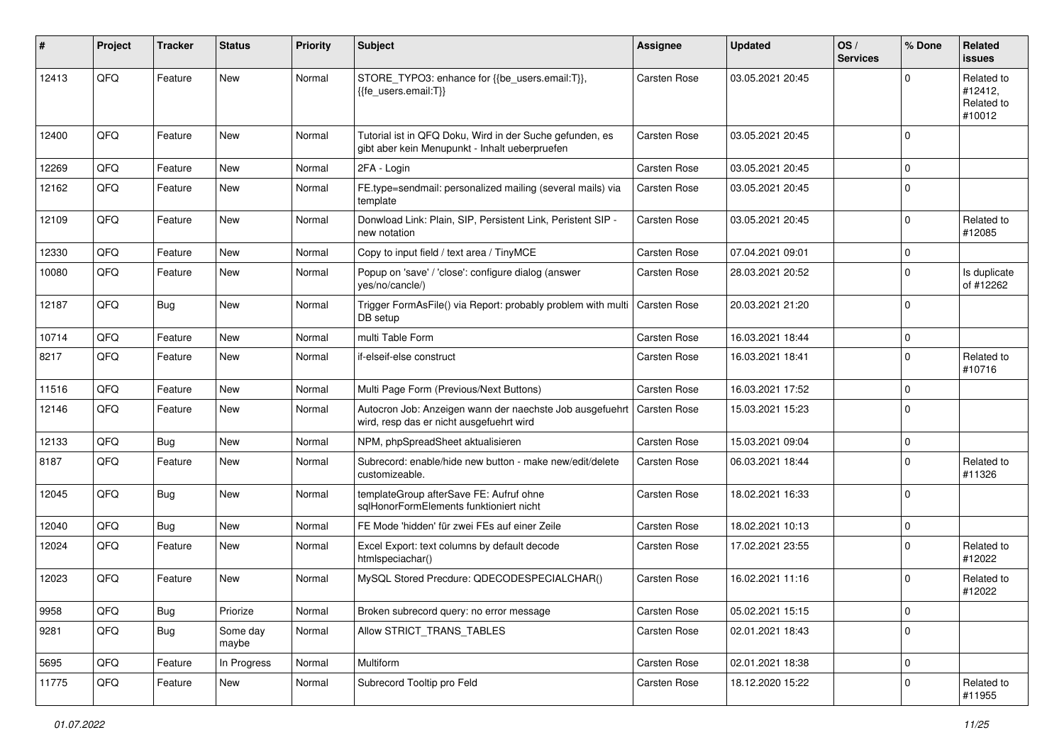| # | Project | Tracker | Status | Priority | Subject | Assignee | Updated | OS / Services | % Done | Related issues |
|---|---|---|---|---|---|---|---|---|---|---|
| 12413 | QFQ | Feature | New | Normal | STORE_TYPO3: enhance for {{be_users.email:T}}, {{fe_users.email:T}} | Carsten Rose | 03.05.2021 20:45 | | 0 | Related to #12412, Related to #10012 |
| 12400 | QFQ | Feature | New | Normal | Tutorial ist in QFQ Doku, Wird in der Suche gefunden, es gibt aber kein Menupunkt - Inhalt ueberpruefen | Carsten Rose | 03.05.2021 20:45 | | 0 | |
| 12269 | QFQ | Feature | New | Normal | 2FA - Login | Carsten Rose | 03.05.2021 20:45 | | 0 | |
| 12162 | QFQ | Feature | New | Normal | FE.type=sendmail: personalized mailing (several mails) via template | Carsten Rose | 03.05.2021 20:45 | | 0 | |
| 12109 | QFQ | Feature | New | Normal | Donwload Link: Plain, SIP, Persistent Link, Peristent SIP - new notation | Carsten Rose | 03.05.2021 20:45 | | 0 | Related to #12085 |
| 12330 | QFQ | Feature | New | Normal | Copy to input field / text area / TinyMCE | Carsten Rose | 07.04.2021 09:01 | | 0 | |
| 10080 | QFQ | Feature | New | Normal | Popup on 'save' / 'close': configure dialog (answer yes/no/cancle/) | Carsten Rose | 28.03.2021 20:52 | | 0 | Is duplicate of #12262 |
| 12187 | QFQ | Bug | New | Normal | Trigger FormAsFile() via Report: probably problem with multi DB setup | Carsten Rose | 20.03.2021 21:20 | | 0 | |
| 10714 | QFQ | Feature | New | Normal | multi Table Form | Carsten Rose | 16.03.2021 18:44 | | 0 | |
| 8217 | QFQ | Feature | New | Normal | if-elseif-else construct | Carsten Rose | 16.03.2021 18:41 | | 0 | Related to #10716 |
| 11516 | QFQ | Feature | New | Normal | Multi Page Form (Previous/Next Buttons) | Carsten Rose | 16.03.2021 17:52 | | 0 | |
| 12146 | QFQ | Feature | New | Normal | Autocron Job: Anzeigen wann der naechste Job ausgefuehrt wird, resp das er nicht ausgefuehrt wird | Carsten Rose | 15.03.2021 15:23 | | 0 | |
| 12133 | QFQ | Bug | New | Normal | NPM, phpSpreadSheet aktualisieren | Carsten Rose | 15.03.2021 09:04 | | 0 | |
| 8187 | QFQ | Feature | New | Normal | Subrecord: enable/hide new button - make new/edit/delete customizeable. | Carsten Rose | 06.03.2021 18:44 | | 0 | Related to #11326 |
| 12045 | QFQ | Bug | New | Normal | templateGroup afterSave FE: Aufruf ohne sqlHonorFormElements funktioniert nicht | Carsten Rose | 18.02.2021 16:33 | | 0 | |
| 12040 | QFQ | Bug | New | Normal | FE Mode 'hidden' für zwei FEs auf einer Zeile | Carsten Rose | 18.02.2021 10:13 | | 0 | |
| 12024 | QFQ | Feature | New | Normal | Excel Export: text columns by default decode htmlspeciachar() | Carsten Rose | 17.02.2021 23:55 | | 0 | Related to #12022 |
| 12023 | QFQ | Feature | New | Normal | MySQL Stored Precdure: QDECODESPECIALCHAR() | Carsten Rose | 16.02.2021 11:16 | | 0 | Related to #12022 |
| 9958 | QFQ | Bug | Priorize | Normal | Broken subrecord query: no error message | Carsten Rose | 05.02.2021 15:15 | | 0 | |
| 9281 | QFQ | Bug | Some day maybe | Normal | Allow STRICT_TRANS_TABLES | Carsten Rose | 02.01.2021 18:43 | | 0 | |
| 5695 | QFQ | Feature | In Progress | Normal | Multiform | Carsten Rose | 02.01.2021 18:38 | | 0 | |
| 11775 | QFQ | Feature | New | Normal | Subrecord Tooltip pro Feld | Carsten Rose | 18.12.2020 15:22 | | 0 | Related to #11955 |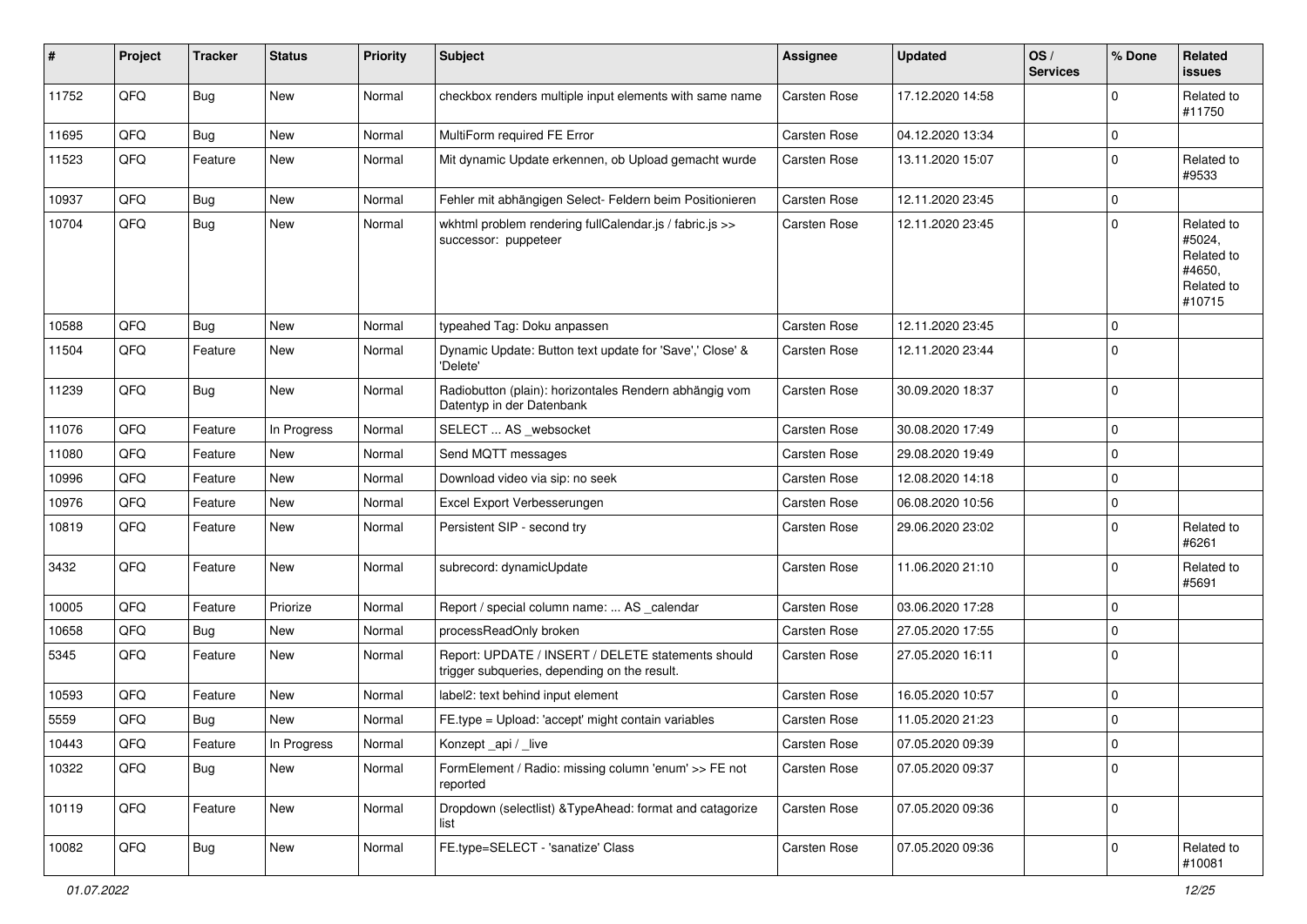| # | Project | Tracker | Status | Priority | Subject | Assignee | Updated | OS / Services | % Done | Related issues |
|---|---|---|---|---|---|---|---|---|---|---|
| 11752 | QFQ | Bug | New | Normal | checkbox renders multiple input elements with same name | Carsten Rose | 17.12.2020 14:58 | | 0 | Related to #11750 |
| 11695 | QFQ | Bug | New | Normal | MultiForm required FE Error | Carsten Rose | 04.12.2020 13:34 | | 0 | |
| 11523 | QFQ | Feature | New | Normal | Mit dynamic Update erkennen, ob Upload gemacht wurde | Carsten Rose | 13.11.2020 15:07 | | 0 | Related to #9533 |
| 10937 | QFQ | Bug | New | Normal | Fehler mit abhängigen Select- Feldern beim Positionieren | Carsten Rose | 12.11.2020 23:45 | | 0 | |
| 10704 | QFQ | Bug | New | Normal | wkhtml problem rendering fullCalendar.js / fabric.js >> successor: puppeteer | Carsten Rose | 12.11.2020 23:45 | | 0 | Related to #5024, Related to #4650, Related to #10715 |
| 10588 | QFQ | Bug | New | Normal | typeahed Tag: Doku anpassen | Carsten Rose | 12.11.2020 23:45 | | 0 | |
| 11504 | QFQ | Feature | New | Normal | Dynamic Update: Button text update for 'Save',' Close' & 'Delete' | Carsten Rose | 12.11.2020 23:44 | | 0 | |
| 11239 | QFQ | Bug | New | Normal | Radiobutton (plain): horizontales Rendern abhängig vom Datentyp in der Datenbank | Carsten Rose | 30.09.2020 18:37 | | 0 | |
| 11076 | QFQ | Feature | In Progress | Normal | SELECT ... AS _websocket | Carsten Rose | 30.08.2020 17:49 | | 0 | |
| 11080 | QFQ | Feature | New | Normal | Send MQTT messages | Carsten Rose | 29.08.2020 19:49 | | 0 | |
| 10996 | QFQ | Feature | New | Normal | Download video via sip: no seek | Carsten Rose | 12.08.2020 14:18 | | 0 | |
| 10976 | QFQ | Feature | New | Normal | Excel Export Verbesserungen | Carsten Rose | 06.08.2020 10:56 | | 0 | |
| 10819 | QFQ | Feature | New | Normal | Persistent SIP - second try | Carsten Rose | 29.06.2020 23:02 | | 0 | Related to #6261 |
| 3432 | QFQ | Feature | New | Normal | subrecord: dynamicUpdate | Carsten Rose | 11.06.2020 21:10 | | 0 | Related to #5691 |
| 10005 | QFQ | Feature | Priorize | Normal | Report / special column name: ... AS _calendar | Carsten Rose | 03.06.2020 17:28 | | 0 | |
| 10658 | QFQ | Bug | New | Normal | processReadOnly broken | Carsten Rose | 27.05.2020 17:55 | | 0 | |
| 5345 | QFQ | Feature | New | Normal | Report: UPDATE / INSERT / DELETE statements should trigger subqueries, depending on the result. | Carsten Rose | 27.05.2020 16:11 | | 0 | |
| 10593 | QFQ | Feature | New | Normal | label2: text behind input element | Carsten Rose | 16.05.2020 10:57 | | 0 | |
| 5559 | QFQ | Bug | New | Normal | FE.type = Upload: 'accept' might contain variables | Carsten Rose | 11.05.2020 21:23 | | 0 | |
| 10443 | QFQ | Feature | In Progress | Normal | Konzept _api / _live | Carsten Rose | 07.05.2020 09:39 | | 0 | |
| 10322 | QFQ | Bug | New | Normal | FormElement / Radio: missing column 'enum' >> FE not reported | Carsten Rose | 07.05.2020 09:37 | | 0 | |
| 10119 | QFQ | Feature | New | Normal | Dropdown (selectlist) &TypeAhead: format and catagorize list | Carsten Rose | 07.05.2020 09:36 | | 0 | |
| 10082 | QFQ | Bug | New | Normal | FE.type=SELECT - 'sanatize' Class | Carsten Rose | 07.05.2020 09:36 | | 0 | Related to #10081 |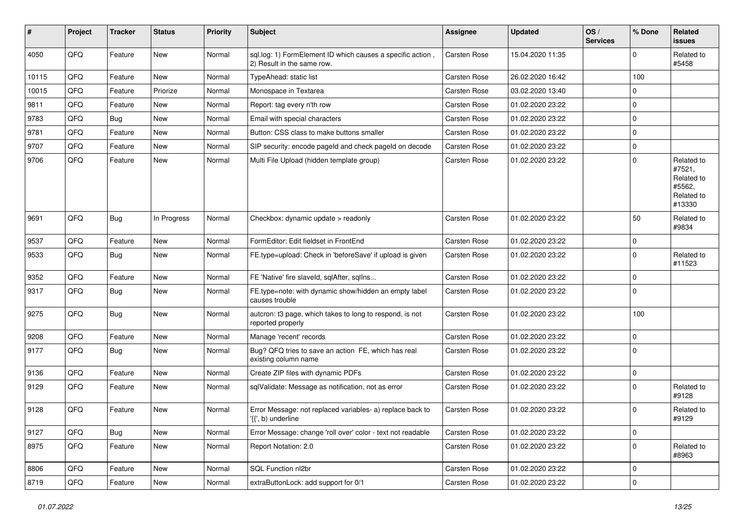| # | Project | Tracker | Status | Priority | Subject | Assignee | Updated | OS / Services | % Done | Related issues |
|---|---|---|---|---|---|---|---|---|---|---|
| 4050 | QFQ | Feature | New | Normal | sql.log: 1) FormElement ID which causes a specific action , 2) Result in the same row. | Carsten Rose | 15.04.2020 11:35 | | 0 | Related to #5458 |
| 10115 | QFQ | Feature | New | Normal | TypeAhead: static list | Carsten Rose | 26.02.2020 16:42 | | 100 | |
| 10015 | QFQ | Feature | Priorize | Normal | Monospace in Textarea | Carsten Rose | 03.02.2020 13:40 | | 0 | |
| 9811 | QFQ | Feature | New | Normal | Report: tag every n'th row | Carsten Rose | 01.02.2020 23:22 | | 0 | |
| 9783 | QFQ | Bug | New | Normal | Email with special characters | Carsten Rose | 01.02.2020 23:22 | | 0 | |
| 9781 | QFQ | Feature | New | Normal | Button: CSS class to make buttons smaller | Carsten Rose | 01.02.2020 23:22 | | 0 | |
| 9707 | QFQ | Feature | New | Normal | SIP security: encode pageId and check pageId on decode | Carsten Rose | 01.02.2020 23:22 | | 0 | |
| 9706 | QFQ | Feature | New | Normal | Multi File Upload (hidden template group) | Carsten Rose | 01.02.2020 23:22 | | 0 | Related to #7521, Related to #5562, Related to #13330 |
| 9691 | QFQ | Bug | In Progress | Normal | Checkbox: dynamic update > readonly | Carsten Rose | 01.02.2020 23:22 | | 50 | Related to #9834 |
| 9537 | QFQ | Feature | New | Normal | FormEditor: Edit fieldset in FrontEnd | Carsten Rose | 01.02.2020 23:22 | | 0 | |
| 9533 | QFQ | Bug | New | Normal | FE.type=upload: Check in 'beforeSave' if upload is given | Carsten Rose | 01.02.2020 23:22 | | 0 | Related to #11523 |
| 9352 | QFQ | Feature | New | Normal | FE 'Native' fire slaveld, sqlAfter, sqlIns... | Carsten Rose | 01.02.2020 23:22 | | 0 | |
| 9317 | QFQ | Bug | New | Normal | FE.type=note: with dynamic show/hidden an empty label causes trouble | Carsten Rose | 01.02.2020 23:22 | | 0 | |
| 9275 | QFQ | Bug | New | Normal | autcron: t3 page, which takes to long to respond, is not reported properly | Carsten Rose | 01.02.2020 23:22 | | 100 | |
| 9208 | QFQ | Feature | New | Normal | Manage 'recent' records | Carsten Rose | 01.02.2020 23:22 | | 0 | |
| 9177 | QFQ | Bug | New | Normal | Bug? QFQ tries to save an action FE, which has real existing column name | Carsten Rose | 01.02.2020 23:22 | | 0 | |
| 9136 | QFQ | Feature | New | Normal | Create ZIP files with dynamic PDFs | Carsten Rose | 01.02.2020 23:22 | | 0 | |
| 9129 | QFQ | Feature | New | Normal | sqlValidate: Message as notification, not as error | Carsten Rose | 01.02.2020 23:22 | | 0 | Related to #9128 |
| 9128 | QFQ | Feature | New | Normal | Error Message: not replaced variables- a) replace back to '{{', b) underline | Carsten Rose | 01.02.2020 23:22 | | 0 | Related to #9129 |
| 9127 | QFQ | Bug | New | Normal | Error Message: change 'roll over' color - text not readable | Carsten Rose | 01.02.2020 23:22 | | 0 | |
| 8975 | QFQ | Feature | New | Normal | Report Notation: 2.0 | Carsten Rose | 01.02.2020 23:22 | | 0 | Related to #8963 |
| 8806 | QFQ | Feature | New | Normal | SQL Function nl2br | Carsten Rose | 01.02.2020 23:22 | | 0 | |
| 8719 | QFQ | Feature | New | Normal | extraButtonLock: add support for 0/1 | Carsten Rose | 01.02.2020 23:22 | | 0 | |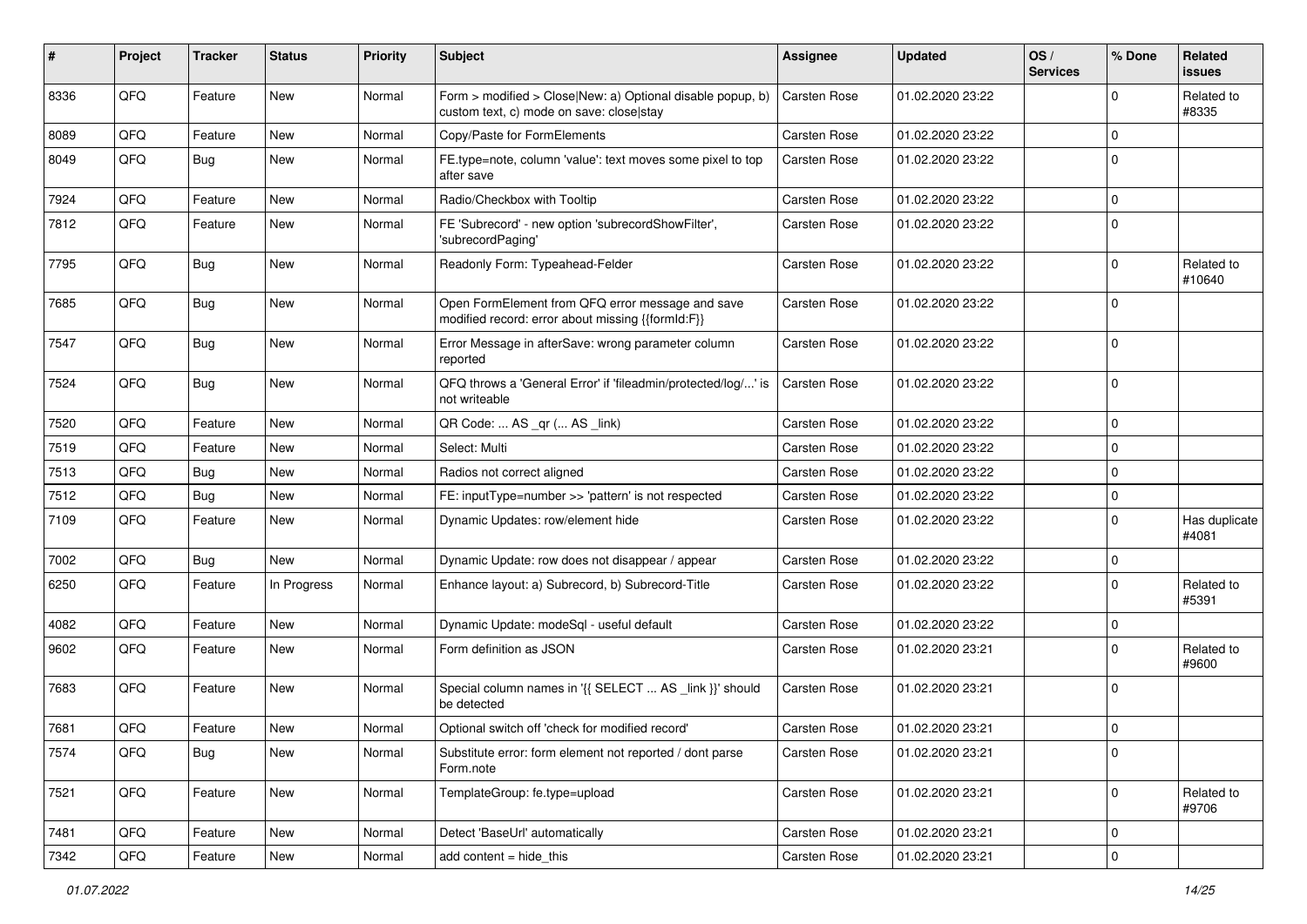| # | Project | Tracker | Status | Priority | Subject | Assignee | Updated | OS / Services | % Done | Related issues |
|---|---|---|---|---|---|---|---|---|---|---|
| 8336 | QFQ | Feature | New | Normal | Form > modified > Close\|New: a) Optional disable popup, b) custom text, c) mode on save: close\|stay | Carsten Rose | 01.02.2020 23:22 | | 0 | Related to #8335 |
| 8089 | QFQ | Feature | New | Normal | Copy/Paste for FormElements | Carsten Rose | 01.02.2020 23:22 | | 0 | |
| 8049 | QFQ | Bug | New | Normal | FE.type=note, column 'value': text moves some pixel to top after save | Carsten Rose | 01.02.2020 23:22 | | 0 | |
| 7924 | QFQ | Feature | New | Normal | Radio/Checkbox with Tooltip | Carsten Rose | 01.02.2020 23:22 | | 0 | |
| 7812 | QFQ | Feature | New | Normal | FE 'Subrecord' - new option 'subrecordShowFilter', 'subrecordPaging' | Carsten Rose | 01.02.2020 23:22 | | 0 | |
| 7795 | QFQ | Bug | New | Normal | Readonly Form: Typeahead-Felder | Carsten Rose | 01.02.2020 23:22 | | 0 | Related to #10640 |
| 7685 | QFQ | Bug | New | Normal | Open FormElement from QFQ error message and save modified record: error about missing {{formId:F}} | Carsten Rose | 01.02.2020 23:22 | | 0 | |
| 7547 | QFQ | Bug | New | Normal | Error Message in afterSave: wrong parameter column reported | Carsten Rose | 01.02.2020 23:22 | | 0 | |
| 7524 | QFQ | Bug | New | Normal | QFQ throws a 'General Error' if 'fileadmin/protected/log/...' is not writeable | Carsten Rose | 01.02.2020 23:22 | | 0 | |
| 7520 | QFQ | Feature | New | Normal | QR Code: ... AS _qr (... AS _link) | Carsten Rose | 01.02.2020 23:22 | | 0 | |
| 7519 | QFQ | Feature | New | Normal | Select: Multi | Carsten Rose | 01.02.2020 23:22 | | 0 | |
| 7513 | QFQ | Bug | New | Normal | Radios not correct aligned | Carsten Rose | 01.02.2020 23:22 | | 0 | |
| 7512 | QFQ | Bug | New | Normal | FE: inputType=number >> 'pattern' is not respected | Carsten Rose | 01.02.2020 23:22 | | 0 | |
| 7109 | QFQ | Feature | New | Normal | Dynamic Updates: row/element hide | Carsten Rose | 01.02.2020 23:22 | | 0 | Has duplicate #4081 |
| 7002 | QFQ | Bug | New | Normal | Dynamic Update: row does not disappear / appear | Carsten Rose | 01.02.2020 23:22 | | 0 | |
| 6250 | QFQ | Feature | In Progress | Normal | Enhance layout: a) Subrecord, b) Subrecord-Title | Carsten Rose | 01.02.2020 23:22 | | 0 | Related to #5391 |
| 4082 | QFQ | Feature | New | Normal | Dynamic Update: modeSql - useful default | Carsten Rose | 01.02.2020 23:22 | | 0 | |
| 9602 | QFQ | Feature | New | Normal | Form definition as JSON | Carsten Rose | 01.02.2020 23:21 | | 0 | Related to #9600 |
| 7683 | QFQ | Feature | New | Normal | Special column names in '{{ SELECT ... AS _link }}' should be detected | Carsten Rose | 01.02.2020 23:21 | | 0 | |
| 7681 | QFQ | Feature | New | Normal | Optional switch off 'check for modified record' | Carsten Rose | 01.02.2020 23:21 | | 0 | |
| 7574 | QFQ | Bug | New | Normal | Substitute error: form element not reported / dont parse Form.note | Carsten Rose | 01.02.2020 23:21 | | 0 | |
| 7521 | QFQ | Feature | New | Normal | TemplateGroup: fe.type=upload | Carsten Rose | 01.02.2020 23:21 | | 0 | Related to #9706 |
| 7481 | QFQ | Feature | New | Normal | Detect 'BaseUrl' automatically | Carsten Rose | 01.02.2020 23:21 | | 0 | |
| 7342 | QFQ | Feature | New | Normal | add content = hide_this | Carsten Rose | 01.02.2020 23:21 | | 0 | |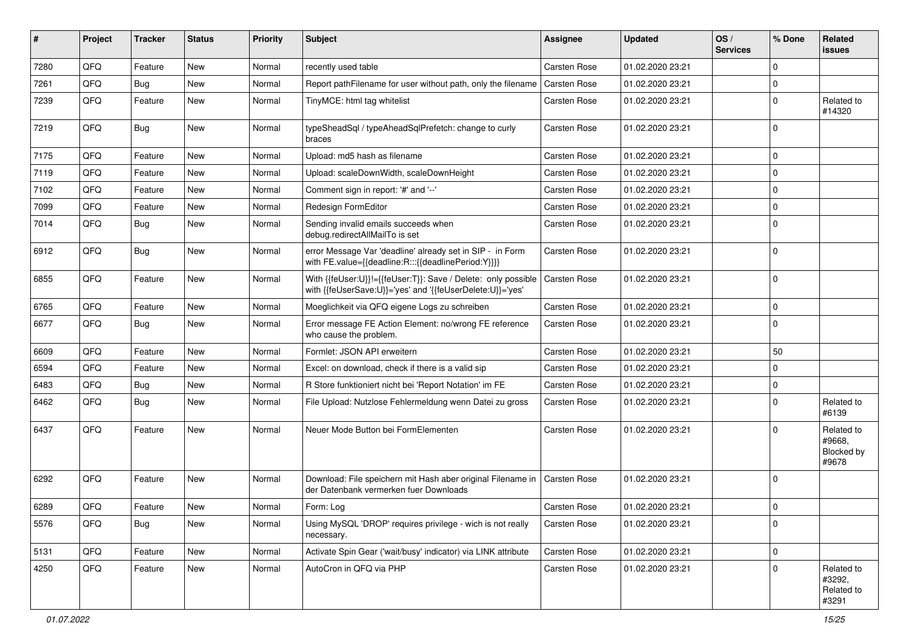| # | Project | Tracker | Status | Priority | Subject | Assignee | Updated | OS / Services | % Done | Related issues |
|---|---|---|---|---|---|---|---|---|---|---|
| 7280 | QFQ | Feature | New | Normal | recently used table | Carsten Rose | 01.02.2020 23:21 | | 0 | |
| 7261 | QFQ | Bug | New | Normal | Report pathFilename for user without path, only the filename | Carsten Rose | 01.02.2020 23:21 | | 0 | |
| 7239 | QFQ | Feature | New | Normal | TinyMCE: html tag whitelist | Carsten Rose | 01.02.2020 23:21 | | 0 | Related to #14320 |
| 7219 | QFQ | Bug | New | Normal | typeSheadSql / typeAheadSqlPrefetch: change to curly braces | Carsten Rose | 01.02.2020 23:21 | | 0 | |
| 7175 | QFQ | Feature | New | Normal | Upload: md5 hash as filename | Carsten Rose | 01.02.2020 23:21 | | 0 | |
| 7119 | QFQ | Feature | New | Normal | Upload: scaleDownWidth, scaleDownHeight | Carsten Rose | 01.02.2020 23:21 | | 0 | |
| 7102 | QFQ | Feature | New | Normal | Comment sign in report: '#' and '--' | Carsten Rose | 01.02.2020 23:21 | | 0 | |
| 7099 | QFQ | Feature | New | Normal | Redesign FormEditor | Carsten Rose | 01.02.2020 23:21 | | 0 | |
| 7014 | QFQ | Bug | New | Normal | Sending invalid emails succeeds when debug.redirectAllMailTo is set | Carsten Rose | 01.02.2020 23:21 | | 0 | |
| 6912 | QFQ | Bug | New | Normal | error Message Var 'deadline' already set in SIP - in Form with FE.value={{deadline:R:::{{deadlinePeriod:Y}}}} | Carsten Rose | 01.02.2020 23:21 | | 0 | |
| 6855 | QFQ | Feature | New | Normal | With {{feUser:U}}!={{feUser:T}}: Save / Delete: only possible with {{feUserSave:U}}='yes' and '{{feUserDelete:U}}='yes' | Carsten Rose | 01.02.2020 23:21 | | 0 | |
| 6765 | QFQ | Feature | New | Normal | Moeglichkeit via QFQ eigene Logs zu schreiben | Carsten Rose | 01.02.2020 23:21 | | 0 | |
| 6677 | QFQ | Bug | New | Normal | Error message FE Action Element: no/wrong FE reference who cause the problem. | Carsten Rose | 01.02.2020 23:21 | | 0 | |
| 6609 | QFQ | Feature | New | Normal | Formlet: JSON API erweitern | Carsten Rose | 01.02.2020 23:21 | | 50 | |
| 6594 | QFQ | Feature | New | Normal | Excel: on download, check if there is a valid sip | Carsten Rose | 01.02.2020 23:21 | | 0 | |
| 6483 | QFQ | Bug | New | Normal | R Store funktioniert nicht bei 'Report Notation' im FE | Carsten Rose | 01.02.2020 23:21 | | 0 | |
| 6462 | QFQ | Bug | New | Normal | File Upload: Nutzlose Fehlermeldung wenn Datei zu gross | Carsten Rose | 01.02.2020 23:21 | | 0 | Related to #6139 |
| 6437 | QFQ | Feature | New | Normal | Neuer Mode Button bei FormElementen | Carsten Rose | 01.02.2020 23:21 | | 0 | Related to #9668, Blocked by #9678 |
| 6292 | QFQ | Feature | New | Normal | Download: File speichern mit Hash aber original Filename in der Datenbank vermerken fuer Downloads | Carsten Rose | 01.02.2020 23:21 | | 0 | |
| 6289 | QFQ | Feature | New | Normal | Form: Log | Carsten Rose | 01.02.2020 23:21 | | 0 | |
| 5576 | QFQ | Bug | New | Normal | Using MySQL 'DROP' requires privilege - wich is not really necessary. | Carsten Rose | 01.02.2020 23:21 | | 0 | |
| 5131 | QFQ | Feature | New | Normal | Activate Spin Gear ('wait/busy' indicator) via LINK attribute | Carsten Rose | 01.02.2020 23:21 | | 0 | |
| 4250 | QFQ | Feature | New | Normal | AutoCron in QFQ via PHP | Carsten Rose | 01.02.2020 23:21 | | 0 | Related to #3292, Related to #3291 |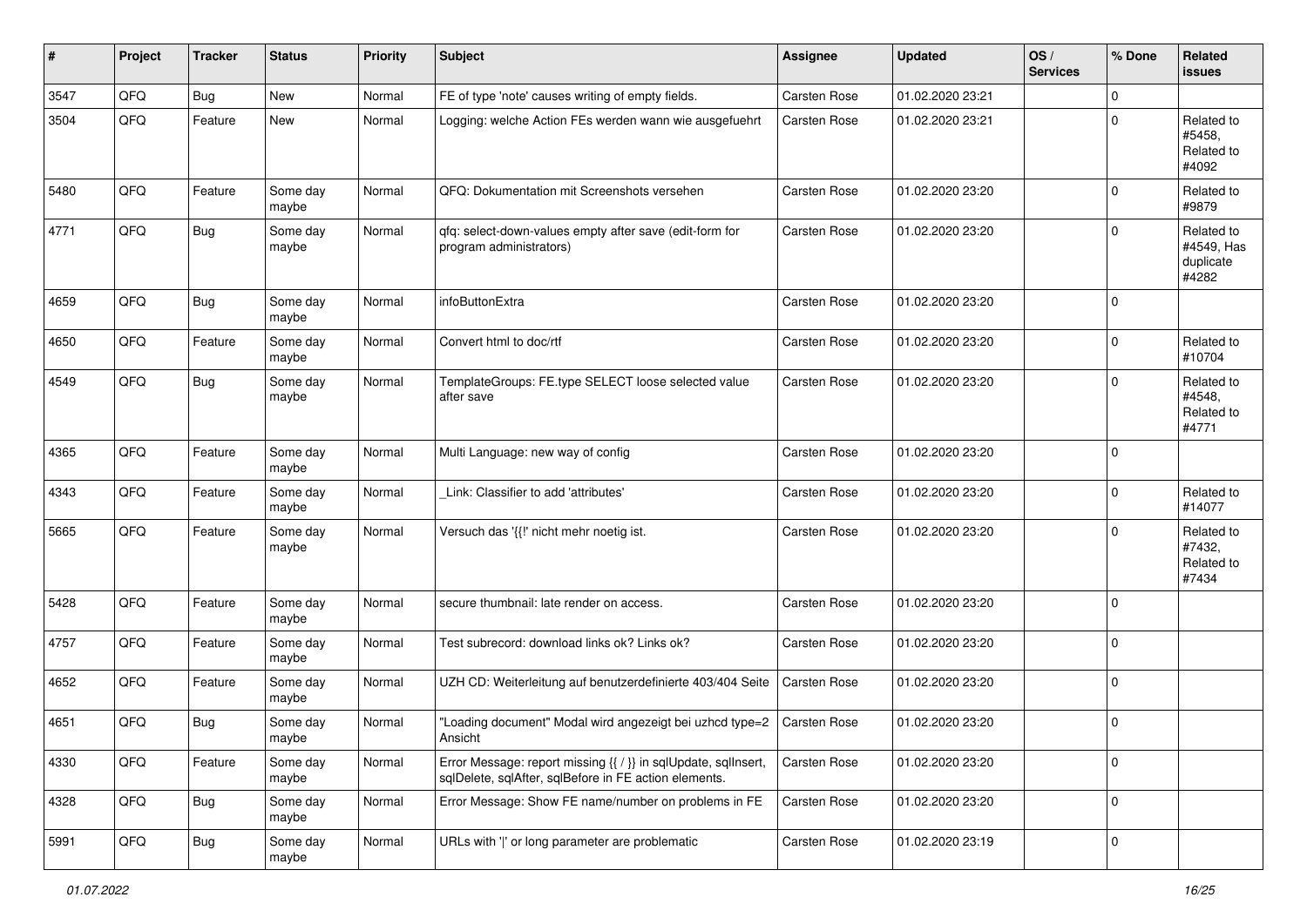| # | Project | Tracker | Status | Priority | Subject | Assignee | Updated | OS / Services | % Done | Related issues |
|---|---|---|---|---|---|---|---|---|---|---|
| 3547 | QFQ | Bug | New | Normal | FE of type 'note' causes writing of empty fields. | Carsten Rose | 01.02.2020 23:21 | | 0 | |
| 3504 | QFQ | Feature | New | Normal | Logging: welche Action FEs werden wann wie ausgefuehrt | Carsten Rose | 01.02.2020 23:21 | | 0 | Related to #5458, Related to #4092 |
| 5480 | QFQ | Feature | Some day maybe | Normal | QFQ: Dokumentation mit Screenshots versehen | Carsten Rose | 01.02.2020 23:20 | | 0 | Related to #9879 |
| 4771 | QFQ | Bug | Some day maybe | Normal | qfq: select-down-values empty after save (edit-form for program administrators) | Carsten Rose | 01.02.2020 23:20 | | 0 | Related to #4549, Has duplicate #4282 |
| 4659 | QFQ | Bug | Some day maybe | Normal | infoButtonExtra | Carsten Rose | 01.02.2020 23:20 | | 0 | |
| 4650 | QFQ | Feature | Some day maybe | Normal | Convert html to doc/rtf | Carsten Rose | 01.02.2020 23:20 | | 0 | Related to #10704 |
| 4549 | QFQ | Bug | Some day maybe | Normal | TemplateGroups: FE.type SELECT loose selected value after save | Carsten Rose | 01.02.2020 23:20 | | 0 | Related to #4548, Related to #4771 |
| 4365 | QFQ | Feature | Some day maybe | Normal | Multi Language: new way of config | Carsten Rose | 01.02.2020 23:20 | | 0 | |
| 4343 | QFQ | Feature | Some day maybe | Normal | _Link: Classifier to add 'attributes' | Carsten Rose | 01.02.2020 23:20 | | 0 | Related to #14077 |
| 5665 | QFQ | Feature | Some day maybe | Normal | Versuch das '{{!' nicht mehr noetig ist. | Carsten Rose | 01.02.2020 23:20 | | 0 | Related to #7432, Related to #7434 |
| 5428 | QFQ | Feature | Some day maybe | Normal | secure thumbnail: late render on access. | Carsten Rose | 01.02.2020 23:20 | | 0 | |
| 4757 | QFQ | Feature | Some day maybe | Normal | Test subrecord: download links ok? Links ok? | Carsten Rose | 01.02.2020 23:20 | | 0 | |
| 4652 | QFQ | Feature | Some day maybe | Normal | UZH CD: Weiterleitung auf benutzerdefinierte 403/404 Seite | Carsten Rose | 01.02.2020 23:20 | | 0 | |
| 4651 | QFQ | Bug | Some day maybe | Normal | "Loading document" Modal wird angezeigt bei uzhcd type=2 Ansicht | Carsten Rose | 01.02.2020 23:20 | | 0 | |
| 4330 | QFQ | Feature | Some day maybe | Normal | Error Message: report missing {{ / }} in sqlUpdate, sqlInsert, sqlDelete, sqlAfter, sqlBefore in FE action elements. | Carsten Rose | 01.02.2020 23:20 | | 0 | |
| 4328 | QFQ | Bug | Some day maybe | Normal | Error Message: Show FE name/number on problems in FE | Carsten Rose | 01.02.2020 23:20 | | 0 | |
| 5991 | QFQ | Bug | Some day maybe | Normal | URLs with ' ' or long parameter are problematic | Carsten Rose | 01.02.2020 23:19 | | 0 | |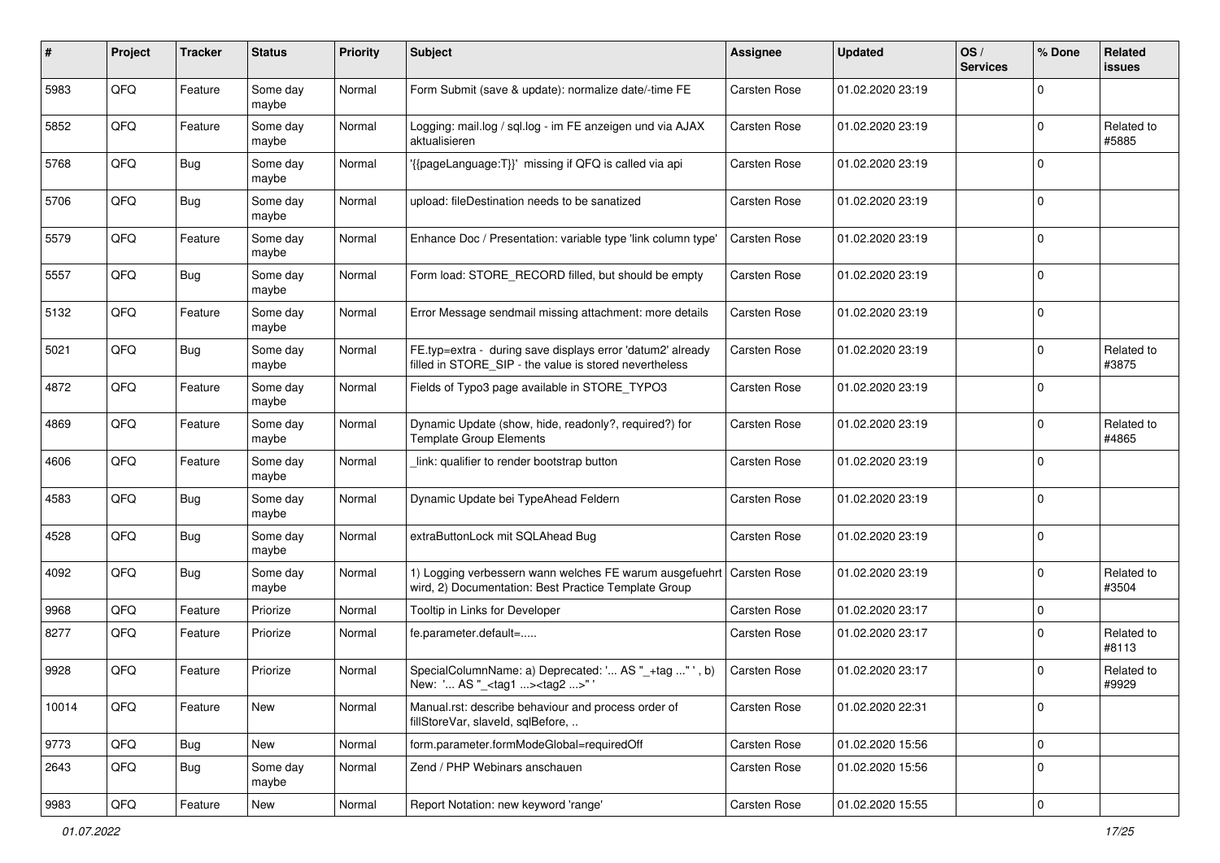| # | Project | Tracker | Status | Priority | Subject | Assignee | Updated | OS / Services | % Done | Related issues |
|---|---|---|---|---|---|---|---|---|---|---|
| 5983 | QFQ | Feature | Some day maybe | Normal | Form Submit (save & update): normalize date/-time FE | Carsten Rose | 01.02.2020 23:19 | | 0 | |
| 5852 | QFQ | Feature | Some day maybe | Normal | Logging: mail.log / sql.log - im FE anzeigen und via AJAX aktualisieren | Carsten Rose | 01.02.2020 23:19 | | 0 | Related to #5885 |
| 5768 | QFQ | Bug | Some day maybe | Normal | '{{pageLanguage:T}}' missing if QFQ is called via api | Carsten Rose | 01.02.2020 23:19 | | 0 | |
| 5706 | QFQ | Bug | Some day maybe | Normal | upload: fileDestination needs to be sanatized | Carsten Rose | 01.02.2020 23:19 | | 0 | |
| 5579 | QFQ | Feature | Some day maybe | Normal | Enhance Doc / Presentation: variable type 'link column type' | Carsten Rose | 01.02.2020 23:19 | | 0 | |
| 5557 | QFQ | Bug | Some day maybe | Normal | Form load: STORE_RECORD filled, but should be empty | Carsten Rose | 01.02.2020 23:19 | | 0 | |
| 5132 | QFQ | Feature | Some day maybe | Normal | Error Message sendmail missing attachment: more details | Carsten Rose | 01.02.2020 23:19 | | 0 | |
| 5021 | QFQ | Bug | Some day maybe | Normal | FE.typ=extra - during save displays error 'datum2' already filled in STORE_SIP - the value is stored nevertheless | Carsten Rose | 01.02.2020 23:19 | | 0 | Related to #3875 |
| 4872 | QFQ | Feature | Some day maybe | Normal | Fields of Typo3 page available in STORE_TYPO3 | Carsten Rose | 01.02.2020 23:19 | | 0 | |
| 4869 | QFQ | Feature | Some day maybe | Normal | Dynamic Update (show, hide, readonly?, required?) for Template Group Elements | Carsten Rose | 01.02.2020 23:19 | | 0 | Related to #4865 |
| 4606 | QFQ | Feature | Some day maybe | Normal | _link: qualifier to render bootstrap button | Carsten Rose | 01.02.2020 23:19 | | 0 | |
| 4583 | QFQ | Bug | Some day maybe | Normal | Dynamic Update bei TypeAhead Feldern | Carsten Rose | 01.02.2020 23:19 | | 0 | |
| 4528 | QFQ | Bug | Some day maybe | Normal | extraButtonLock mit SQLAhead Bug | Carsten Rose | 01.02.2020 23:19 | | 0 | |
| 4092 | QFQ | Bug | Some day maybe | Normal | 1) Logging verbessern wann welches FE warum ausgefuehrt wird, 2) Documentation: Best Practice Template Group | Carsten Rose | 01.02.2020 23:19 | | 0 | Related to #3504 |
| 9968 | QFQ | Feature | Priorize | Normal | Tooltip in Links for Developer | Carsten Rose | 01.02.2020 23:17 | | 0 | |
| 8277 | QFQ | Feature | Priorize | Normal | fe.parameter.default=..... | Carsten Rose | 01.02.2020 23:17 | | 0 | Related to #8113 |
| 9928 | QFQ | Feature | Priorize | Normal | SpecialColumnName: a) Deprecated: '... AS "_+tag ..." ', b) New: '... AS "_<tag1 ...><tag2 ...>" ' | Carsten Rose | 01.02.2020 23:17 | | 0 | Related to #9929 |
| 10014 | QFQ | Feature | New | Normal | Manual.rst: describe behaviour and process order of fillStoreVar, slaveId, sqlBefore, .. | Carsten Rose | 01.02.2020 22:31 | | 0 | |
| 9773 | QFQ | Bug | New | Normal | form.parameter.formModeGlobal=requiredOff | Carsten Rose | 01.02.2020 15:56 | | 0 | |
| 2643 | QFQ | Bug | Some day maybe | Normal | Zend / PHP Webinars anschauen | Carsten Rose | 01.02.2020 15:56 | | 0 | |
| 9983 | QFQ | Feature | New | Normal | Report Notation: new keyword 'range' | Carsten Rose | 01.02.2020 15:55 | | 0 | |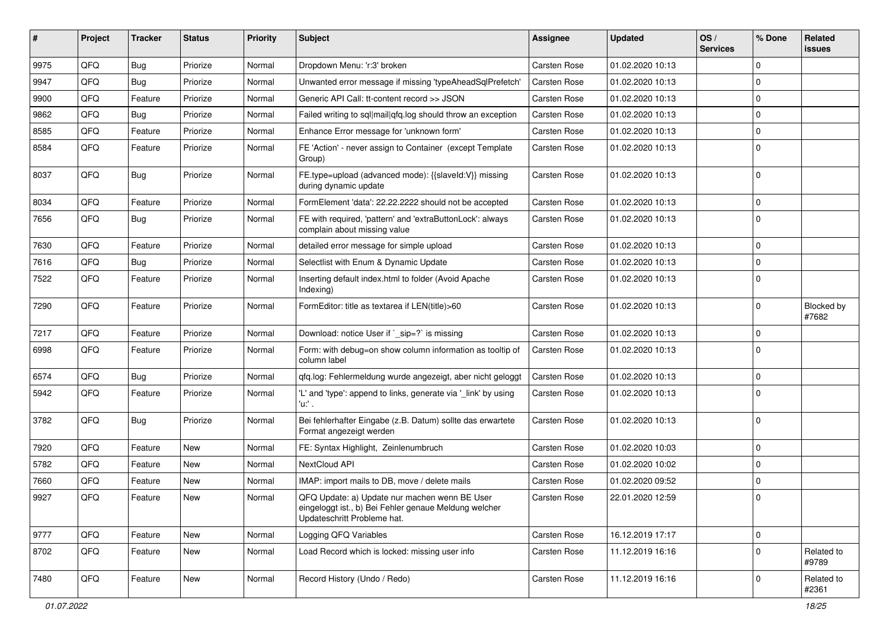| # | Project | Tracker | Status | Priority | Subject | Assignee | Updated | OS / Services | % Done | Related issues |
|---|---|---|---|---|---|---|---|---|---|---|
| 9975 | QFQ | Bug | Priorize | Normal | Dropdown Menu: 'r:3' broken | Carsten Rose | 01.02.2020 10:13 | | 0 | |
| 9947 | QFQ | Bug | Priorize | Normal | Unwanted error message if missing 'typeAheadSqlPrefetch' | Carsten Rose | 01.02.2020 10:13 | | 0 | |
| 9900 | QFQ | Feature | Priorize | Normal | Generic API Call: tt-content record >> JSON | Carsten Rose | 01.02.2020 10:13 | | 0 | |
| 9862 | QFQ | Bug | Priorize | Normal | Failed writing to sql|mail|qfq.log should throw an exception | Carsten Rose | 01.02.2020 10:13 | | 0 | |
| 8585 | QFQ | Feature | Priorize | Normal | Enhance Error message for 'unknown form' | Carsten Rose | 01.02.2020 10:13 | | 0 | |
| 8584 | QFQ | Feature | Priorize | Normal | FE 'Action' - never assign to Container (except Template Group) | Carsten Rose | 01.02.2020 10:13 | | 0 | |
| 8037 | QFQ | Bug | Priorize | Normal | FE.type=upload (advanced mode): {{slaveId:V}} missing during dynamic update | Carsten Rose | 01.02.2020 10:13 | | 0 | |
| 8034 | QFQ | Feature | Priorize | Normal | FormElement 'data': 22.22.2222 should not be accepted | Carsten Rose | 01.02.2020 10:13 | | 0 | |
| 7656 | QFQ | Bug | Priorize | Normal | FE with required, 'pattern' and 'extraButtonLock': always complain about missing value | Carsten Rose | 01.02.2020 10:13 | | 0 | |
| 7630 | QFQ | Feature | Priorize | Normal | detailed error message for simple upload | Carsten Rose | 01.02.2020 10:13 | | 0 | |
| 7616 | QFQ | Bug | Priorize | Normal | Selectlist with Enum & Dynamic Update | Carsten Rose | 01.02.2020 10:13 | | 0 | |
| 7522 | QFQ | Feature | Priorize | Normal | Inserting default index.html to folder (Avoid Apache Indexing) | Carsten Rose | 01.02.2020 10:13 | | 0 | |
| 7290 | QFQ | Feature | Priorize | Normal | FormEditor: title as textarea if LEN(title)>60 | Carsten Rose | 01.02.2020 10:13 | | 0 | Blocked by #7682 |
| 7217 | QFQ | Feature | Priorize | Normal | Download: notice User if `_sip=?` is missing | Carsten Rose | 01.02.2020 10:13 | | 0 | |
| 6998 | QFQ | Feature | Priorize | Normal | Form: with debug=on show column information as tooltip of column label | Carsten Rose | 01.02.2020 10:13 | | 0 | |
| 6574 | QFQ | Bug | Priorize | Normal | qfq.log: Fehlermeldung wurde angezeigt, aber nicht geloggt | Carsten Rose | 01.02.2020 10:13 | | 0 | |
| 5942 | QFQ | Feature | Priorize | Normal | 'L' and 'type': append to links, generate via '_link' by using 'u:' . | Carsten Rose | 01.02.2020 10:13 | | 0 | |
| 3782 | QFQ | Bug | Priorize | Normal | Bei fehlerhafter Eingabe (z.B. Datum) sollte das erwartete Format angezeigt werden | Carsten Rose | 01.02.2020 10:13 | | 0 | |
| 7920 | QFQ | Feature | New | Normal | FE: Syntax Highlight, Zeinlenumbruch | Carsten Rose | 01.02.2020 10:03 | | 0 | |
| 5782 | QFQ | Feature | New | Normal | NextCloud API | Carsten Rose | 01.02.2020 10:02 | | 0 | |
| 7660 | QFQ | Feature | New | Normal | IMAP: import mails to DB, move / delete mails | Carsten Rose | 01.02.2020 09:52 | | 0 | |
| 9927 | QFQ | Feature | New | Normal | QFQ Update: a) Update nur machen wenn BE User eingeloggt ist., b) Bei Fehler genaue Meldung welcher Updateschritt Probleme hat. | Carsten Rose | 22.01.2020 12:59 | | 0 | |
| 9777 | QFQ | Feature | New | Normal | Logging QFQ Variables | Carsten Rose | 16.12.2019 17:17 | | 0 | |
| 8702 | QFQ | Feature | New | Normal | Load Record which is locked: missing user info | Carsten Rose | 11.12.2019 16:16 | | 0 | Related to #9789 |
| 7480 | QFQ | Feature | New | Normal | Record History (Undo / Redo) | Carsten Rose | 11.12.2019 16:16 | | 0 | Related to #2361 |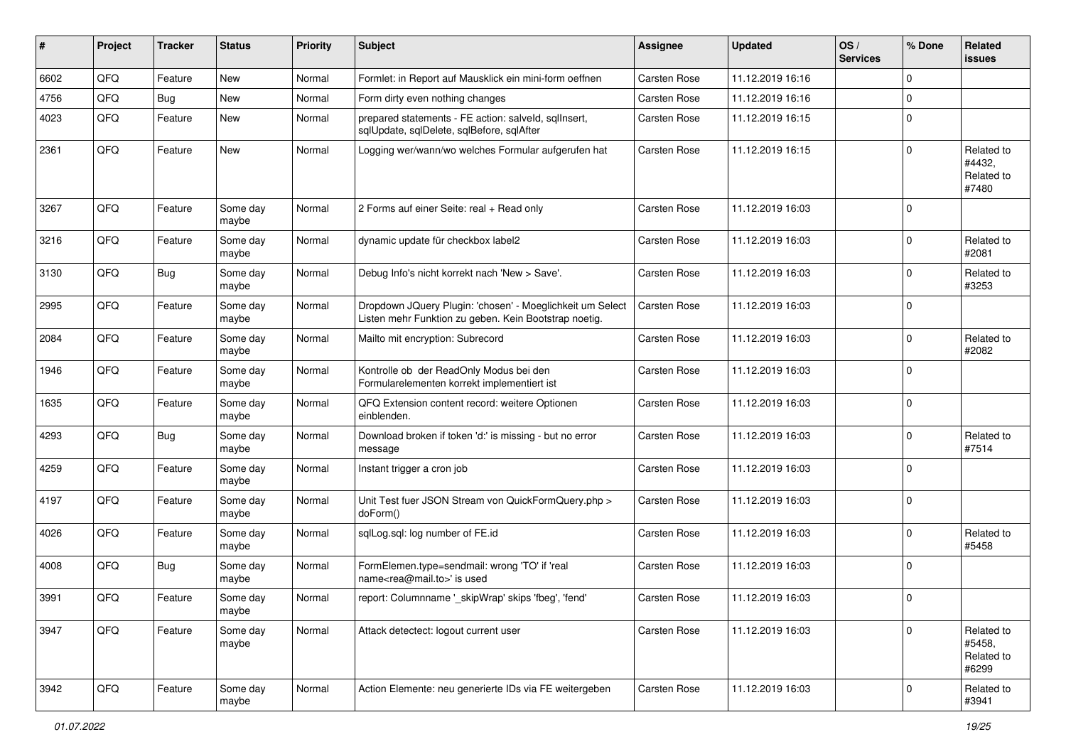| # | Project | Tracker | Status | Priority | Subject | Assignee | Updated | OS / Services | % Done | Related issues |
|---|---|---|---|---|---|---|---|---|---|---|
| 6602 | QFQ | Feature | New | Normal | Formlet: in Report auf Mausklick ein mini-form oeffnen | Carsten Rose | 11.12.2019 16:16 | | 0 | |
| 4756 | QFQ | Bug | New | Normal | Form dirty even nothing changes | Carsten Rose | 11.12.2019 16:16 | | 0 | |
| 4023 | QFQ | Feature | New | Normal | prepared statements - FE action: salveld, sqlInsert, sqlUpdate, sqlDelete, sqlBefore, sqlAfter | Carsten Rose | 11.12.2019 16:15 | | 0 | |
| 2361 | QFQ | Feature | New | Normal | Logging wer/wann/wo welches Formular aufgerufen hat | Carsten Rose | 11.12.2019 16:15 | | 0 | Related to #4432, Related to #7480 |
| 3267 | QFQ | Feature | Some day maybe | Normal | 2 Forms auf einer Seite: real + Read only | Carsten Rose | 11.12.2019 16:03 | | 0 | |
| 3216 | QFQ | Feature | Some day maybe | Normal | dynamic update für checkbox label2 | Carsten Rose | 11.12.2019 16:03 | | 0 | Related to #2081 |
| 3130 | QFQ | Bug | Some day maybe | Normal | Debug Info's nicht korrekt nach 'New > Save'. | Carsten Rose | 11.12.2019 16:03 | | 0 | Related to #3253 |
| 2995 | QFQ | Feature | Some day maybe | Normal | Dropdown JQuery Plugin: 'chosen' - Moeglichkeit um Select Listen mehr Funktion zu geben. Kein Bootstrap noetig. | Carsten Rose | 11.12.2019 16:03 | | 0 | |
| 2084 | QFQ | Feature | Some day maybe | Normal | Mailto mit encryption: Subrecord | Carsten Rose | 11.12.2019 16:03 | | 0 | Related to #2082 |
| 1946 | QFQ | Feature | Some day maybe | Normal | Kontrolle ob der ReadOnly Modus bei den Formularelementen korrekt implementiert ist | Carsten Rose | 11.12.2019 16:03 | | 0 | |
| 1635 | QFQ | Feature | Some day maybe | Normal | QFQ Extension content record: weitere Optionen einblenden. | Carsten Rose | 11.12.2019 16:03 | | 0 | |
| 4293 | QFQ | Bug | Some day maybe | Normal | Download broken if token 'd:' is missing - but no error message | Carsten Rose | 11.12.2019 16:03 | | 0 | Related to #7514 |
| 4259 | QFQ | Feature | Some day maybe | Normal | Instant trigger a cron job | Carsten Rose | 11.12.2019 16:03 | | 0 | |
| 4197 | QFQ | Feature | Some day maybe | Normal | Unit Test fuer JSON Stream von QuickFormQuery.php > doForm() | Carsten Rose | 11.12.2019 16:03 | | 0 | |
| 4026 | QFQ | Feature | Some day maybe | Normal | sqlLog.sql: log number of FE.id | Carsten Rose | 11.12.2019 16:03 | | 0 | Related to #5458 |
| 4008 | QFQ | Bug | Some day maybe | Normal | FormElemen.type=sendmail: wrong 'TO' if 'real name<rea@mail.to>' is used | Carsten Rose | 11.12.2019 16:03 | | 0 | |
| 3991 | QFQ | Feature | Some day maybe | Normal | report: Columnname '_skipWrap' skips 'fbeg', 'fend' | Carsten Rose | 11.12.2019 16:03 | | 0 | |
| 3947 | QFQ | Feature | Some day maybe | Normal | Attack detectect: logout current user | Carsten Rose | 11.12.2019 16:03 | | 0 | Related to #5458, Related to #6299 |
| 3942 | QFQ | Feature | Some day maybe | Normal | Action Elemente: neu generierte IDs via FE weitergeben | Carsten Rose | 11.12.2019 16:03 | | 0 | Related to #3941 |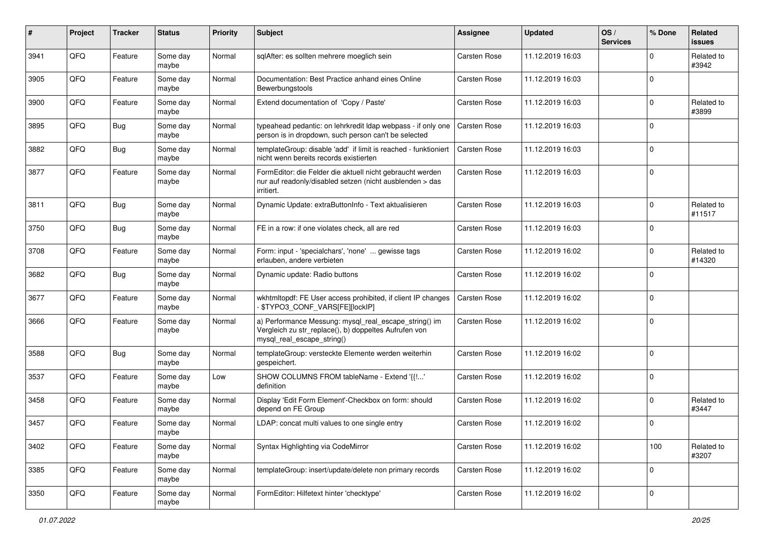| # | Project | Tracker | Status | Priority | Subject | Assignee | Updated | OS / Services | % Done | Related issues |
|---|---|---|---|---|---|---|---|---|---|---|
| 3941 | QFQ | Feature | Some day maybe | Normal | sqlAfter: es sollten mehrere moeglich sein | Carsten Rose | 11.12.2019 16:03 | | 0 | Related to #3942 |
| 3905 | QFQ | Feature | Some day maybe | Normal | Documentation: Best Practice anhand eines Online Bewerbungstools | Carsten Rose | 11.12.2019 16:03 | | 0 | |
| 3900 | QFQ | Feature | Some day maybe | Normal | Extend documentation of 'Copy / Paste' | Carsten Rose | 11.12.2019 16:03 | | 0 | Related to #3899 |
| 3895 | QFQ | Bug | Some day maybe | Normal | typeahead pedantic: on lehrkredit ldap webpass - if only one person is in dropdown, such person can't be selected | Carsten Rose | 11.12.2019 16:03 | | 0 | |
| 3882 | QFQ | Bug | Some day maybe | Normal | templateGroup: disable 'add' if limit is reached - funktioniert nicht wenn bereits records existierten | Carsten Rose | 11.12.2019 16:03 | | 0 | |
| 3877 | QFQ | Feature | Some day maybe | Normal | FormEditor: die Felder die aktuell nicht gebraucht werden nur auf readonly/disabled setzen (nicht ausblenden > das irritiert. | Carsten Rose | 11.12.2019 16:03 | | 0 | |
| 3811 | QFQ | Bug | Some day maybe | Normal | Dynamic Update: extraButtonInfo - Text aktualisieren | Carsten Rose | 11.12.2019 16:03 | | 0 | Related to #11517 |
| 3750 | QFQ | Bug | Some day maybe | Normal | FE in a row: if one violates check, all are red | Carsten Rose | 11.12.2019 16:03 | | 0 | |
| 3708 | QFQ | Feature | Some day maybe | Normal | Form: input - 'specialchars', 'none' ... gewisse tags erlauben, andere verbieten | Carsten Rose | 11.12.2019 16:02 | | 0 | Related to #14320 |
| 3682 | QFQ | Bug | Some day maybe | Normal | Dynamic update: Radio buttons | Carsten Rose | 11.12.2019 16:02 | | 0 | |
| 3677 | QFQ | Feature | Some day maybe | Normal | wkhtmltopdf: FE User access prohibited, if client IP changes - $TYPO3_CONF_VARS[FE][lockIP] | Carsten Rose | 11.12.2019 16:02 | | 0 | |
| 3666 | QFQ | Feature | Some day maybe | Normal | a) Performance Messung: mysql_real_escape_string() im Vergleich zu str_replace(), b) doppeltes Aufrufen von mysql_real_escape_string() | Carsten Rose | 11.12.2019 16:02 | | 0 | |
| 3588 | QFQ | Bug | Some day maybe | Normal | templateGroup: versteckte Elemente werden weiterhin gespeichert. | Carsten Rose | 11.12.2019 16:02 | | 0 | |
| 3537 | QFQ | Feature | Some day maybe | Low | SHOW COLUMNS FROM tableName - Extend '{{!...' definition | Carsten Rose | 11.12.2019 16:02 | | 0 | |
| 3458 | QFQ | Feature | Some day maybe | Normal | Display 'Edit Form Element'-Checkbox on form: should depend on FE Group | Carsten Rose | 11.12.2019 16:02 | | 0 | Related to #3447 |
| 3457 | QFQ | Feature | Some day maybe | Normal | LDAP: concat multi values to one single entry | Carsten Rose | 11.12.2019 16:02 | | 0 | |
| 3402 | QFQ | Feature | Some day maybe | Normal | Syntax Highlighting via CodeMirror | Carsten Rose | 11.12.2019 16:02 | | 100 | Related to #3207 |
| 3385 | QFQ | Feature | Some day maybe | Normal | templateGroup: insert/update/delete non primary records | Carsten Rose | 11.12.2019 16:02 | | 0 | |
| 3350 | QFQ | Feature | Some day maybe | Normal | FormEditor: Hilfetext hinter 'checktype' | Carsten Rose | 11.12.2019 16:02 | | 0 | |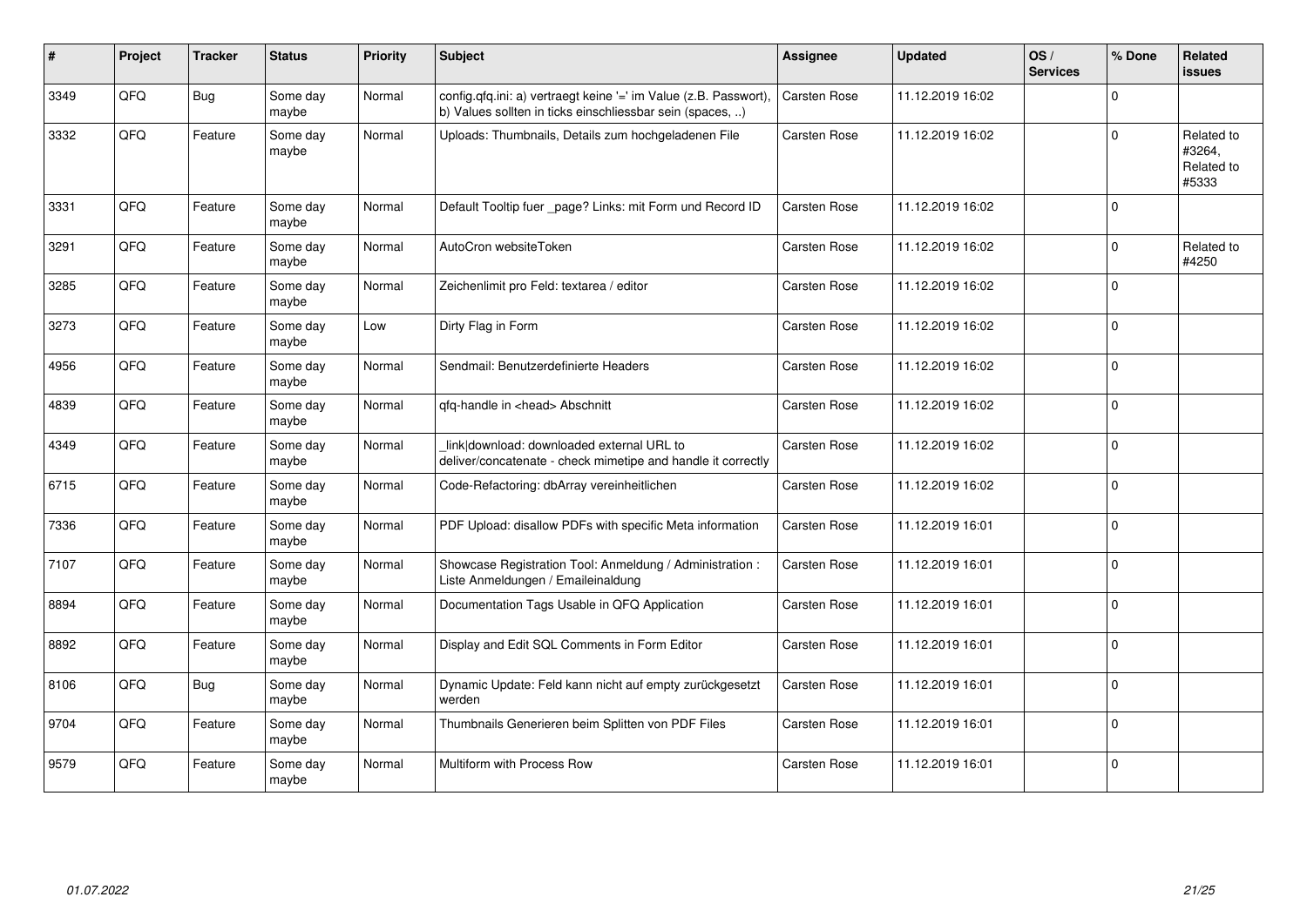| # | Project | Tracker | Status | Priority | Subject | Assignee | Updated | OS / Services | % Done | Related issues |
|---|---|---|---|---|---|---|---|---|---|---|
| 3349 | QFQ | Bug | Some day maybe | Normal | config.qfq.ini: a) vertraegt keine '=' im Value (z.B. Passwort), b) Values sollten in ticks einschliessbar sein (spaces, ..) | Carsten Rose | 11.12.2019 16:02 | | 0 | |
| 3332 | QFQ | Feature | Some day maybe | Normal | Uploads: Thumbnails, Details zum hochgeladenen File | Carsten Rose | 11.12.2019 16:02 | | 0 | Related to #3264, Related to #5333 |
| 3331 | QFQ | Feature | Some day maybe | Normal | Default Tooltip fuer _page? Links: mit Form und Record ID | Carsten Rose | 11.12.2019 16:02 | | 0 | |
| 3291 | QFQ | Feature | Some day maybe | Normal | AutoCron websiteToken | Carsten Rose | 11.12.2019 16:02 | | 0 | Related to #4250 |
| 3285 | QFQ | Feature | Some day maybe | Normal | Zeichenlimit pro Feld: textarea / editor | Carsten Rose | 11.12.2019 16:02 | | 0 | |
| 3273 | QFQ | Feature | Some day maybe | Low | Dirty Flag in Form | Carsten Rose | 11.12.2019 16:02 | | 0 | |
| 4956 | QFQ | Feature | Some day maybe | Normal | Sendmail: Benutzerdefinierte Headers | Carsten Rose | 11.12.2019 16:02 | | 0 | |
| 4839 | QFQ | Feature | Some day maybe | Normal | qfq-handle in <head> Abschnitt | Carsten Rose | 11.12.2019 16:02 | | 0 | |
| 4349 | QFQ | Feature | Some day maybe | Normal | _link\|download: downloaded external URL to deliver/concatenate - check mimetipe and handle it correctly | Carsten Rose | 11.12.2019 16:02 | | 0 | |
| 6715 | QFQ | Feature | Some day maybe | Normal | Code-Refactoring: dbArray vereinheitlichen | Carsten Rose | 11.12.2019 16:02 | | 0 | |
| 7336 | QFQ | Feature | Some day maybe | Normal | PDF Upload: disallow PDFs with specific Meta information | Carsten Rose | 11.12.2019 16:01 | | 0 | |
| 7107 | QFQ | Feature | Some day maybe | Normal | Showcase Registration Tool: Anmeldung / Administration : Liste Anmeldungen / Emaileinaldung | Carsten Rose | 11.12.2019 16:01 | | 0 | |
| 8894 | QFQ | Feature | Some day maybe | Normal | Documentation Tags Usable in QFQ Application | Carsten Rose | 11.12.2019 16:01 | | 0 | |
| 8892 | QFQ | Feature | Some day maybe | Normal | Display and Edit SQL Comments in Form Editor | Carsten Rose | 11.12.2019 16:01 | | 0 | |
| 8106 | QFQ | Bug | Some day maybe | Normal | Dynamic Update: Feld kann nicht auf empty zurückgesetzt werden | Carsten Rose | 11.12.2019 16:01 | | 0 | |
| 9704 | QFQ | Feature | Some day maybe | Normal | Thumbnails Generieren beim Splitten von PDF Files | Carsten Rose | 11.12.2019 16:01 | | 0 | |
| 9579 | QFQ | Feature | Some day maybe | Normal | Multiform with Process Row | Carsten Rose | 11.12.2019 16:01 | | 0 | |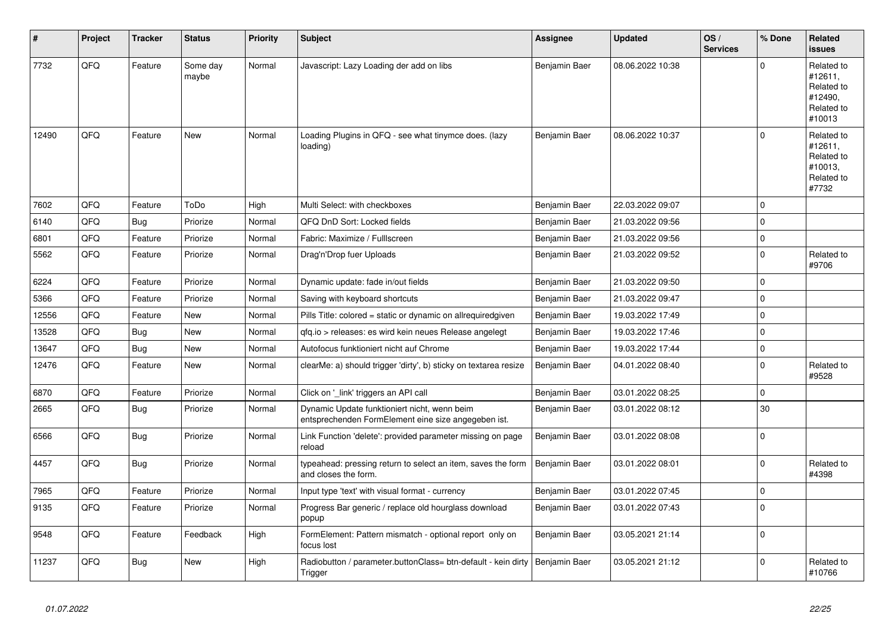| # | Project | Tracker | Status | Priority | Subject | Assignee | Updated | OS / Services | % Done | Related issues |
|---|---|---|---|---|---|---|---|---|---|---|
| 7732 | QFQ | Feature | Some day maybe | Normal | Javascript: Lazy Loading der add on libs | Benjamin Baer | 08.06.2022 10:38 | | 0 | Related to #12611, Related to #12490, Related to #10013 |
| 12490 | QFQ | Feature | New | Normal | Loading Plugins in QFQ - see what tinymce does. (lazy loading) | Benjamin Baer | 08.06.2022 10:37 | | 0 | Related to #12611, Related to #10013, Related to #7732 |
| 7602 | QFQ | Feature | ToDo | High | Multi Select: with checkboxes | Benjamin Baer | 22.03.2022 09:07 | | 0 | |
| 6140 | QFQ | Bug | Priorize | Normal | QFQ DnD Sort: Locked fields | Benjamin Baer | 21.03.2022 09:56 | | 0 | |
| 6801 | QFQ | Feature | Priorize | Normal | Fabric: Maximize / FullIscreen | Benjamin Baer | 21.03.2022 09:56 | | 0 | |
| 5562 | QFQ | Feature | Priorize | Normal | Drag'n'Drop fuer Uploads | Benjamin Baer | 21.03.2022 09:52 | | 0 | Related to #9706 |
| 6224 | QFQ | Feature | Priorize | Normal | Dynamic update: fade in/out fields | Benjamin Baer | 21.03.2022 09:50 | | 0 | |
| 5366 | QFQ | Feature | Priorize | Normal | Saving with keyboard shortcuts | Benjamin Baer | 21.03.2022 09:47 | | 0 | |
| 12556 | QFQ | Feature | New | Normal | Pills Title: colored = static or dynamic on allrequiredgiven | Benjamin Baer | 19.03.2022 17:49 | | 0 | |
| 13528 | QFQ | Bug | New | Normal | qfq.io > releases: es wird kein neues Release angelegt | Benjamin Baer | 19.03.2022 17:46 | | 0 | |
| 13647 | QFQ | Bug | New | Normal | Autofocus funktioniert nicht auf Chrome | Benjamin Baer | 19.03.2022 17:44 | | 0 | |
| 12476 | QFQ | Feature | New | Normal | clearMe: a) should trigger 'dirty', b) sticky on textarea resize | Benjamin Baer | 04.01.2022 08:40 | | 0 | Related to #9528 |
| 6870 | QFQ | Feature | Priorize | Normal | Click on '_link' triggers an API call | Benjamin Baer | 03.01.2022 08:25 | | 0 | |
| 2665 | QFQ | Bug | Priorize | Normal | Dynamic Update funktioniert nicht, wenn beim entsprechenden FormElement eine size angegeben ist. | Benjamin Baer | 03.01.2022 08:12 | | 30 | |
| 6566 | QFQ | Bug | Priorize | Normal | Link Function 'delete': provided parameter missing on page reload | Benjamin Baer | 03.01.2022 08:08 | | 0 | |
| 4457 | QFQ | Bug | Priorize | Normal | typeahead: pressing return to select an item, saves the form and closes the form. | Benjamin Baer | 03.01.2022 08:01 | | 0 | Related to #4398 |
| 7965 | QFQ | Feature | Priorize | Normal | Input type 'text' with visual format - currency | Benjamin Baer | 03.01.2022 07:45 | | 0 | |
| 9135 | QFQ | Feature | Priorize | Normal | Progress Bar generic / replace old hourglass download popup | Benjamin Baer | 03.01.2022 07:43 | | 0 | |
| 9548 | QFQ | Feature | Feedback | High | FormElement: Pattern mismatch - optional report only on focus lost | Benjamin Baer | 03.05.2021 21:14 | | 0 | |
| 11237 | QFQ | Bug | New | High | Radiobutton / parameter.buttonClass= btn-default - kein dirty Trigger | Benjamin Baer | 03.05.2021 21:12 | | 0 | Related to #10766 |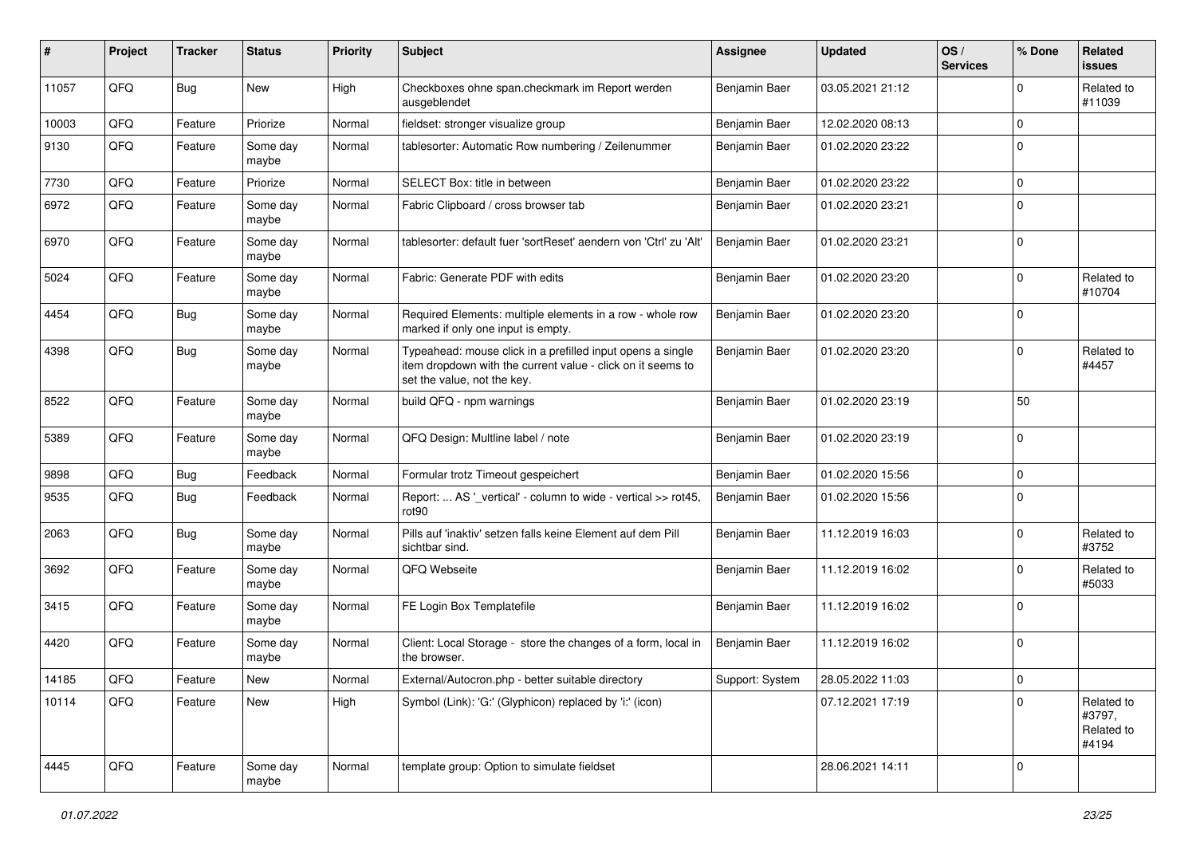| # | Project | Tracker | Status | Priority | Subject | Assignee | Updated | OS / Services | % Done | Related issues |
|---|---|---|---|---|---|---|---|---|---|---|
| 11057 | QFQ | Bug | New | High | Checkboxes ohne span.checkmark im Report werden ausgeblendet | Benjamin Baer | 03.05.2021 21:12 | | 0 | Related to #11039 |
| 10003 | QFQ | Feature | Priorize | Normal | fieldset: stronger visualize group | Benjamin Baer | 12.02.2020 08:13 | | 0 | |
| 9130 | QFQ | Feature | Some day maybe | Normal | tablesorter: Automatic Row numbering / Zeilenummer | Benjamin Baer | 01.02.2020 23:22 | | 0 | |
| 7730 | QFQ | Feature | Priorize | Normal | SELECT Box: title in between | Benjamin Baer | 01.02.2020 23:22 | | 0 | |
| 6972 | QFQ | Feature | Some day maybe | Normal | Fabric Clipboard / cross browser tab | Benjamin Baer | 01.02.2020 23:21 | | 0 | |
| 6970 | QFQ | Feature | Some day maybe | Normal | tablesorter: default fuer 'sortReset' aendern von 'Ctrl' zu 'Alt' | Benjamin Baer | 01.02.2020 23:21 | | 0 | |
| 5024 | QFQ | Feature | Some day maybe | Normal | Fabric: Generate PDF with edits | Benjamin Baer | 01.02.2020 23:20 | | 0 | Related to #10704 |
| 4454 | QFQ | Bug | Some day maybe | Normal | Required Elements: multiple elements in a row - whole row marked if only one input is empty. | Benjamin Baer | 01.02.2020 23:20 | | 0 | |
| 4398 | QFQ | Bug | Some day maybe | Normal | Typeahead: mouse click in a prefilled input opens a single item dropdown with the current value - click on it seems to set the value, not the key. | Benjamin Baer | 01.02.2020 23:20 | | 0 | Related to #4457 |
| 8522 | QFQ | Feature | Some day maybe | Normal | build QFQ - npm warnings | Benjamin Baer | 01.02.2020 23:19 | | 50 | |
| 5389 | QFQ | Feature | Some day maybe | Normal | QFQ Design: Multline label / note | Benjamin Baer | 01.02.2020 23:19 | | 0 | |
| 9898 | QFQ | Bug | Feedback | Normal | Formular trotz Timeout gespeichert | Benjamin Baer | 01.02.2020 15:56 | | 0 | |
| 9535 | QFQ | Bug | Feedback | Normal | Report: ... AS '_vertical' - column to wide - vertical >> rot45, rot90 | Benjamin Baer | 01.02.2020 15:56 | | 0 | |
| 2063 | QFQ | Bug | Some day maybe | Normal | Pills auf 'inaktiv' setzen falls keine Element auf dem Pill sichtbar sind. | Benjamin Baer | 11.12.2019 16:03 | | 0 | Related to #3752 |
| 3692 | QFQ | Feature | Some day maybe | Normal | QFQ Webseite | Benjamin Baer | 11.12.2019 16:02 | | 0 | Related to #5033 |
| 3415 | QFQ | Feature | Some day maybe | Normal | FE Login Box Templatefile | Benjamin Baer | 11.12.2019 16:02 | | 0 | |
| 4420 | QFQ | Feature | Some day maybe | Normal | Client: Local Storage - store the changes of a form, local in the browser. | Benjamin Baer | 11.12.2019 16:02 | | 0 | |
| 14185 | QFQ | Feature | New | Normal | External/Autocron.php - better suitable directory | Support: System | 28.05.2022 11:03 | | 0 | |
| 10114 | QFQ | Feature | New | High | Symbol (Link): 'G:' (Glyphicon) replaced by 'i:' (icon) | | 07.12.2021 17:19 | | 0 | Related to #3797, Related to #4194 |
| 4445 | QFQ | Feature | Some day maybe | Normal | template group: Option to simulate fieldset | | 28.06.2021 14:11 | | 0 | |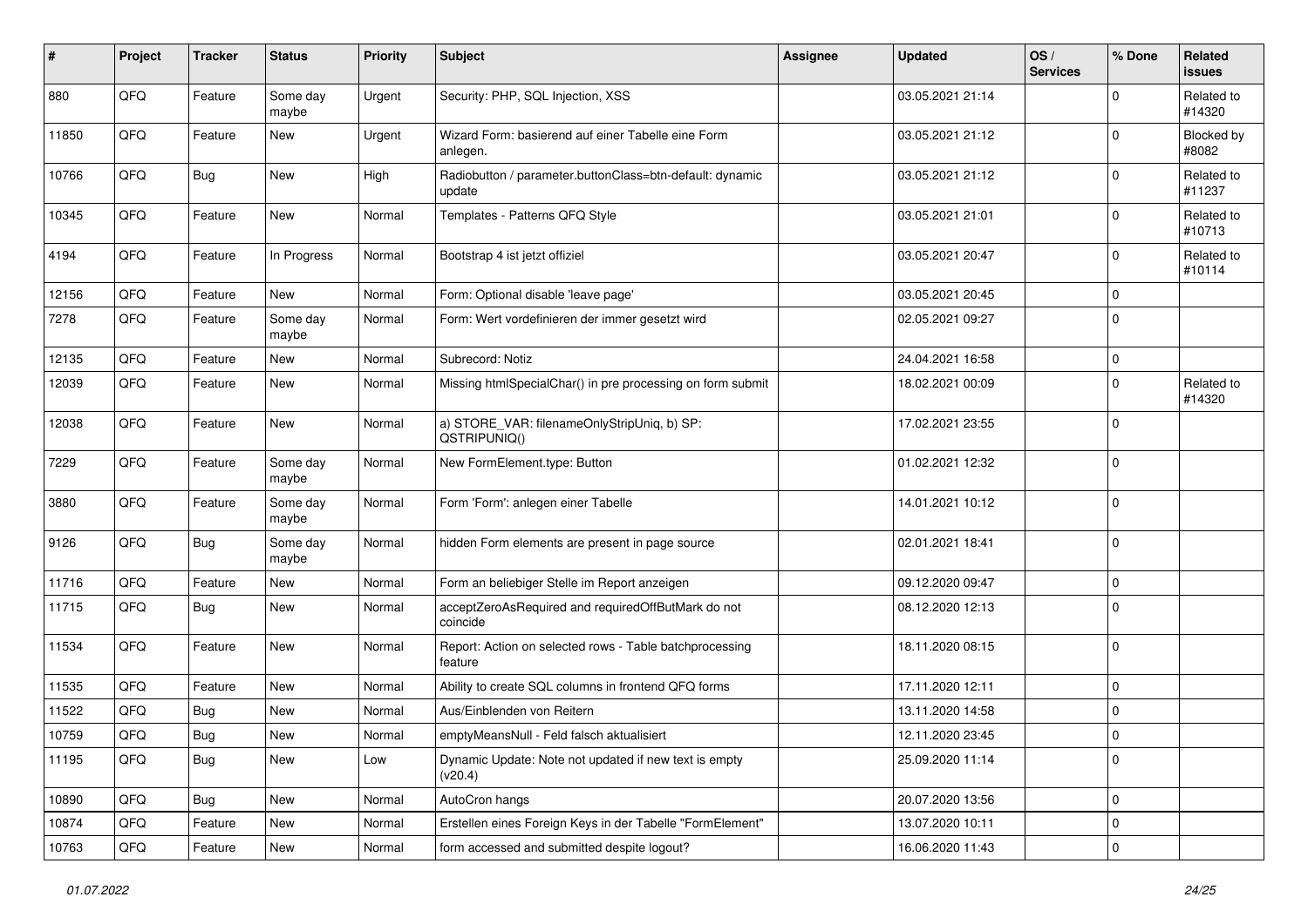| # | Project | Tracker | Status | Priority | Subject | Assignee | Updated | OS / Services | % Done | Related issues |
|---|---|---|---|---|---|---|---|---|---|---|
| 880 | QFQ | Feature | Some day maybe | Urgent | Security: PHP, SQL Injection, XSS | | 03.05.2021 21:14 | | 0 | Related to #14320 |
| 11850 | QFQ | Feature | New | Urgent | Wizard Form: basierend auf einer Tabelle eine Form anlegen. | | 03.05.2021 21:12 | | 0 | Blocked by #8082 |
| 10766 | QFQ | Bug | New | High | Radiobutton / parameter.buttonClass=btn-default: dynamic update | | 03.05.2021 21:12 | | 0 | Related to #11237 |
| 10345 | QFQ | Feature | New | Normal | Templates - Patterns QFQ Style | | 03.05.2021 21:01 | | 0 | Related to #10713 |
| 4194 | QFQ | Feature | In Progress | Normal | Bootstrap 4 ist jetzt offiziel | | 03.05.2021 20:47 | | 0 | Related to #10114 |
| 12156 | QFQ | Feature | New | Normal | Form: Optional disable 'leave page' | | 03.05.2021 20:45 | | 0 | |
| 7278 | QFQ | Feature | Some day maybe | Normal | Form: Wert vordefinieren der immer gesetzt wird | | 02.05.2021 09:27 | | 0 | |
| 12135 | QFQ | Feature | New | Normal | Subrecord: Notiz | | 24.04.2021 16:58 | | 0 | |
| 12039 | QFQ | Feature | New | Normal | Missing htmlSpecialChar() in pre processing on form submit | | 18.02.2021 00:09 | | 0 | Related to #14320 |
| 12038 | QFQ | Feature | New | Normal | a) STORE_VAR: filenameOnlyStripUniq, b) SP: QSTRIPUNIQ() | | 17.02.2021 23:55 | | 0 | |
| 7229 | QFQ | Feature | Some day maybe | Normal | New FormElement.type: Button | | 01.02.2021 12:32 | | 0 | |
| 3880 | QFQ | Feature | Some day maybe | Normal | Form 'Form': anlegen einer Tabelle | | 14.01.2021 10:12 | | 0 | |
| 9126 | QFQ | Bug | Some day maybe | Normal | hidden Form elements are present in page source | | 02.01.2021 18:41 | | 0 | |
| 11716 | QFQ | Feature | New | Normal | Form an beliebiger Stelle im Report anzeigen | | 09.12.2020 09:47 | | 0 | |
| 11715 | QFQ | Bug | New | Normal | acceptZeroAsRequired and requiredOffButMark do not coincide | | 08.12.2020 12:13 | | 0 | |
| 11534 | QFQ | Feature | New | Normal | Report: Action on selected rows - Table batchprocessing feature | | 18.11.2020 08:15 | | 0 | |
| 11535 | QFQ | Feature | New | Normal | Ability to create SQL columns in frontend QFQ forms | | 17.11.2020 12:11 | | 0 | |
| 11522 | QFQ | Bug | New | Normal | Aus/Einblenden von Reitern | | 13.11.2020 14:58 | | 0 | |
| 10759 | QFQ | Bug | New | Normal | emptyMeansNull - Feld falsch aktualisiert | | 12.11.2020 23:45 | | 0 | |
| 11195 | QFQ | Bug | New | Low | Dynamic Update: Note not updated if new text is empty (v20.4) | | 25.09.2020 11:14 | | 0 | |
| 10890 | QFQ | Bug | New | Normal | AutoCron hangs | | 20.07.2020 13:56 | | 0 | |
| 10874 | QFQ | Feature | New | Normal | Erstellen eines Foreign Keys in der Tabelle "FormElement" | | 13.07.2020 10:11 | | 0 | |
| 10763 | QFQ | Feature | New | Normal | form accessed and submitted despite logout? | | 16.06.2020 11:43 | | 0 | |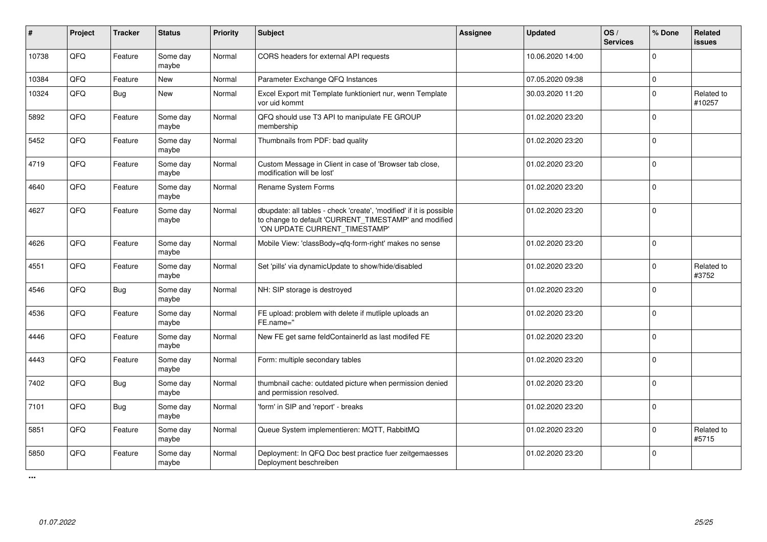| # | Project | Tracker | Status | Priority | Subject | Assignee | Updated | OS / Services | % Done | Related issues |
|---|---|---|---|---|---|---|---|---|---|---|
| 10738 | QFQ | Feature | Some day maybe | Normal | CORS headers for external API requests | | 10.06.2020 14:00 | | 0 | |
| 10384 | QFQ | Feature | New | Normal | Parameter Exchange QFQ Instances | | 07.05.2020 09:38 | | 0 | |
| 10324 | QFQ | Bug | New | Normal | Excel Export mit Template funktioniert nur, wenn Template vor uid kommt | | 30.03.2020 11:20 | | 0 | Related to #10257 |
| 5892 | QFQ | Feature | Some day maybe | Normal | QFQ should use T3 API to manipulate FE GROUP membership | | 01.02.2020 23:20 | | 0 | |
| 5452 | QFQ | Feature | Some day maybe | Normal | Thumbnails from PDF: bad quality | | 01.02.2020 23:20 | | 0 | |
| 4719 | QFQ | Feature | Some day maybe | Normal | Custom Message in Client in case of 'Browser tab close, modification will be lost' | | 01.02.2020 23:20 | | 0 | |
| 4640 | QFQ | Feature | Some day maybe | Normal | Rename System Forms | | 01.02.2020 23:20 | | 0 | |
| 4627 | QFQ | Feature | Some day maybe | Normal | dbupdate: all tables - check 'create', 'modified' if it is possible to change to default 'CURRENT_TIMESTAMP' and modified 'ON UPDATE CURRENT_TIMESTAMP' | | 01.02.2020 23:20 | | 0 | |
| 4626 | QFQ | Feature | Some day maybe | Normal | Mobile View: 'classBody=qfq-form-right' makes no sense | | 01.02.2020 23:20 | | 0 | |
| 4551 | QFQ | Feature | Some day maybe | Normal | Set 'pills' via dynamicUpdate to show/hide/disabled | | 01.02.2020 23:20 | | 0 | Related to #3752 |
| 4546 | QFQ | Bug | Some day maybe | Normal | NH: SIP storage is destroyed | | 01.02.2020 23:20 | | 0 | |
| 4536 | QFQ | Feature | Some day maybe | Normal | FE upload: problem with delete if mutliple uploads an FE.name='' | | 01.02.2020 23:20 | | 0 | |
| 4446 | QFQ | Feature | Some day maybe | Normal | New FE get same feldContainerId as last modifed FE | | 01.02.2020 23:20 | | 0 | |
| 4443 | QFQ | Feature | Some day maybe | Normal | Form: multiple secondary tables | | 01.02.2020 23:20 | | 0 | |
| 7402 | QFQ | Bug | Some day maybe | Normal | thumbnail cache: outdated picture when permission denied and permission resolved. | | 01.02.2020 23:20 | | 0 | |
| 7101 | QFQ | Bug | Some day maybe | Normal | 'form' in SIP and 'report' - breaks | | 01.02.2020 23:20 | | 0 | |
| 5851 | QFQ | Feature | Some day maybe | Normal | Queue System implementieren: MQTT, RabbitMQ | | 01.02.2020 23:20 | | 0 | Related to #5715 |
| 5850 | QFQ | Feature | Some day maybe | Normal | Deployment: In QFQ Doc best practice fuer zeitgemaesses Deployment beschreiben | | 01.02.2020 23:20 | | 0 | |

...